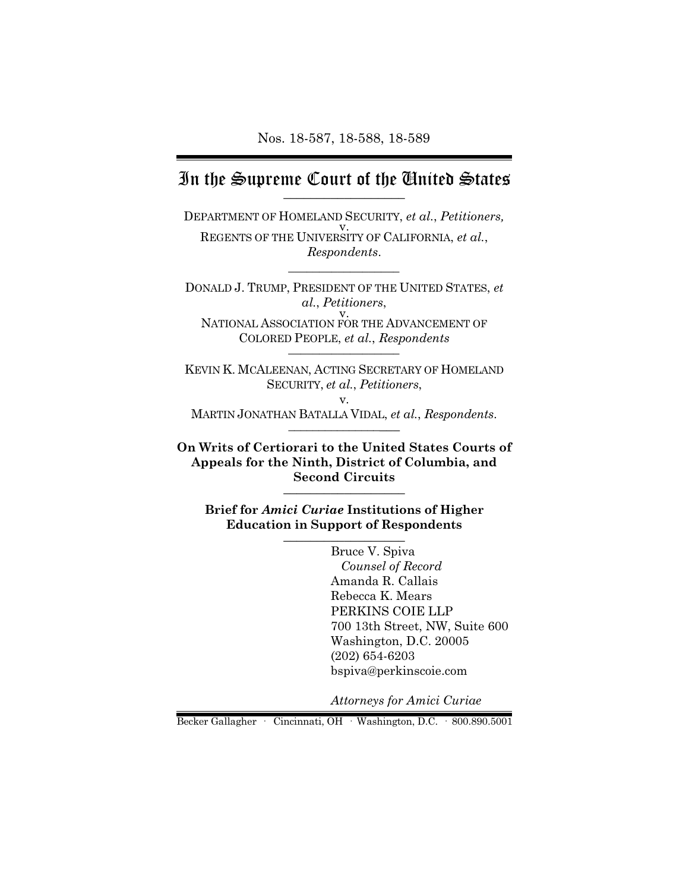Nos. 18-587, 18-588, 18-589

# In the Supreme Court of the United States

---

DEPARTMENT OF HOMELAND SECURITY, *et al.*, *Petitioners,*
v.
REGENTS OF THE UNIVERSITY OF CALIFORNIA, *et al.*,
*Respondents*.

---

DONALD J. TRUMP, PRESIDENT OF THE UNITED STATES, *et al.*, *Petitioners*,
v.
NATIONAL ASSOCIATION FOR THE ADVANCEMENT OF COLORED PEOPLE, *et al.*, *Respondents*

---

KEVIN K. MCALEENAN, ACTING SECRETARY OF HOMELAND SECURITY, *et al.*, *Petitioners*,
v.
MARTIN JONATHAN BATALLA VIDAL, *et al.*, *Respondents*.

---

**On Writs of Certiorari to the United States Courts of Appeals for the Ninth, District of Columbia, and Second Circuits**

---

**Brief for *Amici Curiae* Institutions of Higher Education in Support of Respondents**

---

Bruce V. Spiva
*Counsel of Record*
Amanda R. Callais
Rebecca K. Mears
PERKINS COIE LLP
700 13th Street, NW, Suite 600
Washington, D.C. 20005
(202) 654-6203
bspiva@perkinscoie.com

*Attorneys for Amici Curiae*

Becker Gallagher · Cincinnati, OH · Washington, D.C. · 800.890.5001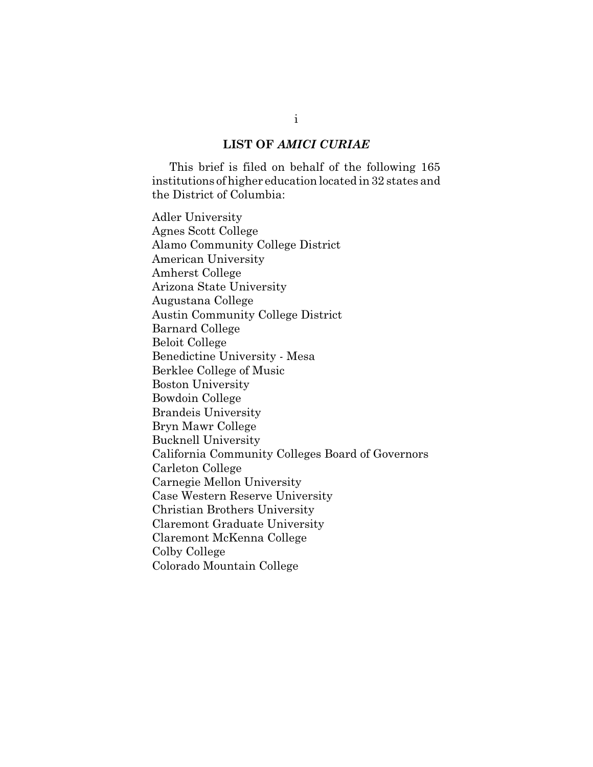## LIST OF *AMICI CURIAE*

This brief is filed on behalf of the following 165 institutions of higher education located in 32 states and the District of Columbia:

Adler University
Agnes Scott College
Alamo Community College District
American University
Amherst College
Arizona State University
Augustana College
Austin Community College District
Barnard College
Beloit College
Benedictine University - Mesa
Berklee College of Music
Boston University
Bowdoin College
Brandeis University
Bryn Mawr College
Bucknell University
California Community Colleges Board of Governors
Carleton College
Carnegie Mellon University
Case Western Reserve University
Christian Brothers University
Claremont Graduate University
Claremont McKenna College
Colby College
Colorado Mountain College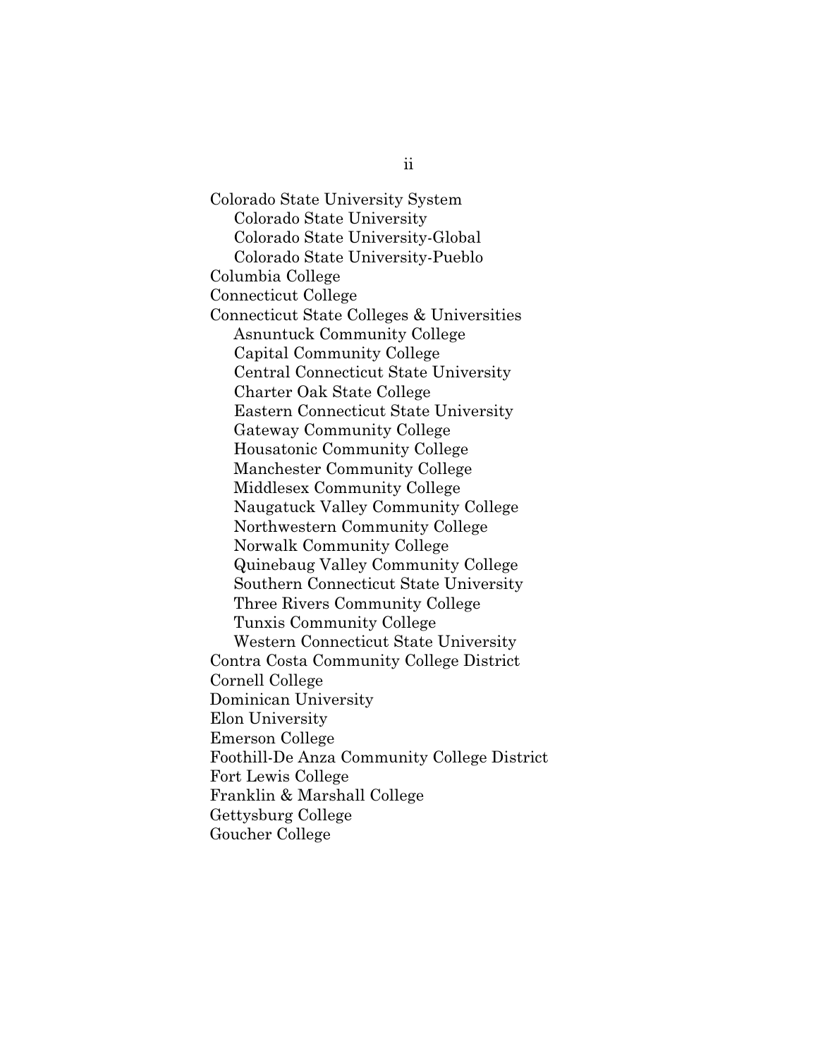Colorado State University System
- Colorado State University
- Colorado State University-Global
- Colorado State University-Pueblo

Columbia College
Connecticut College
Connecticut State Colleges & Universities
- Asnuntuck Community College
- Capital Community College
- Central Connecticut State University
- Charter Oak State College
- Eastern Connecticut State University
- Gateway Community College
- Housatonic Community College
- Manchester Community College
- Middlesex Community College
- Naugatuck Valley Community College
- Northwestern Community College
- Norwalk Community College
- Quinebaug Valley Community College
- Southern Connecticut State University
- Three Rivers Community College
- Tunxis Community College
- Western Connecticut State University

Contra Costa Community College District
Cornell College
Dominican University
Elon University
Emerson College
Foothill-De Anza Community College District
Fort Lewis College
Franklin & Marshall College
Gettysburg College
Goucher College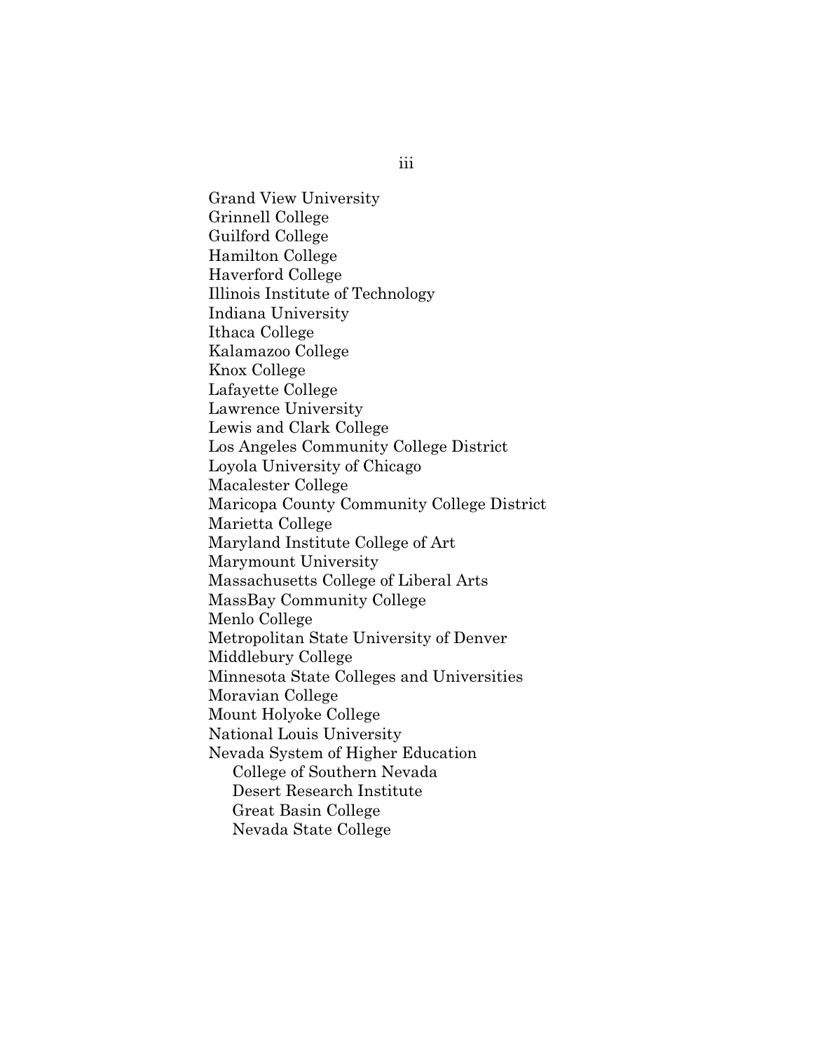Grand View University
Grinnell College
Guilford College
Hamilton College
Haverford College
Illinois Institute of Technology
Indiana University
Ithaca College
Kalamazoo College
Knox College
Lafayette College
Lawrence University
Lewis and Clark College
Los Angeles Community College District
Loyola University of Chicago
Macalester College
Maricopa County Community College District
Marietta College
Maryland Institute College of Art
Marymount University
Massachusetts College of Liberal Arts
MassBay Community College
Menlo College
Metropolitan State University of Denver
Middlebury College
Minnesota State Colleges and Universities
Moravian College
Mount Holyoke College
National Louis University
Nevada System of Higher Education
  College of Southern Nevada
  Desert Research Institute
  Great Basin College
  Nevada State College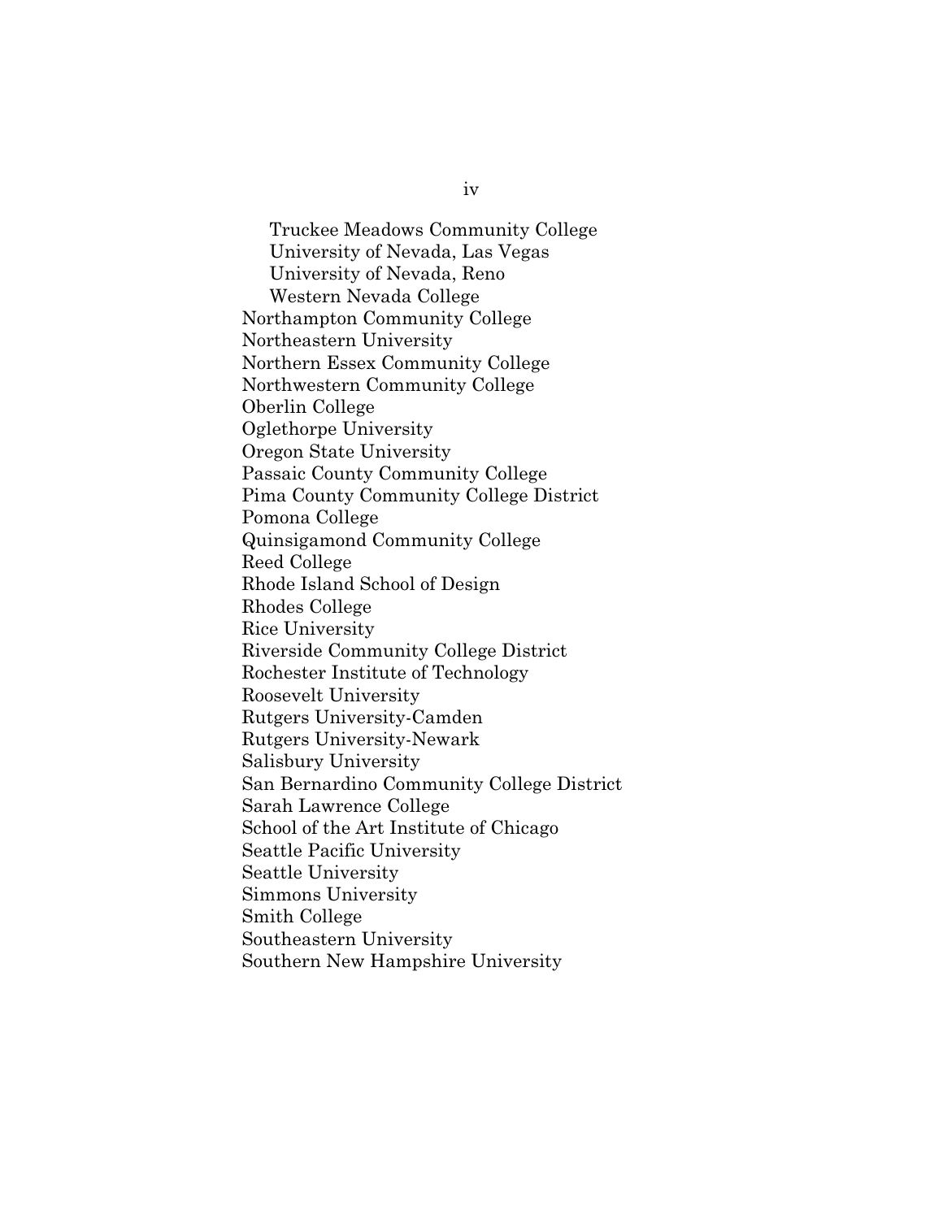Truckee Meadows Community College
University of Nevada, Las Vegas
University of Nevada, Reno
Western Nevada College

Northampton Community College
Northeastern University
Northern Essex Community College
Northwestern Community College
Oberlin College
Oglethorpe University
Oregon State University
Passaic County Community College
Pima County Community College District
Pomona College
Quinsigamond Community College
Reed College
Rhode Island School of Design
Rhodes College
Rice University
Riverside Community College District
Rochester Institute of Technology
Roosevelt University
Rutgers University-Camden
Rutgers University-Newark
Salisbury University
San Bernardino Community College District
Sarah Lawrence College
School of the Art Institute of Chicago
Seattle Pacific University
Seattle University
Simmons University
Smith College
Southeastern University
Southern New Hampshire University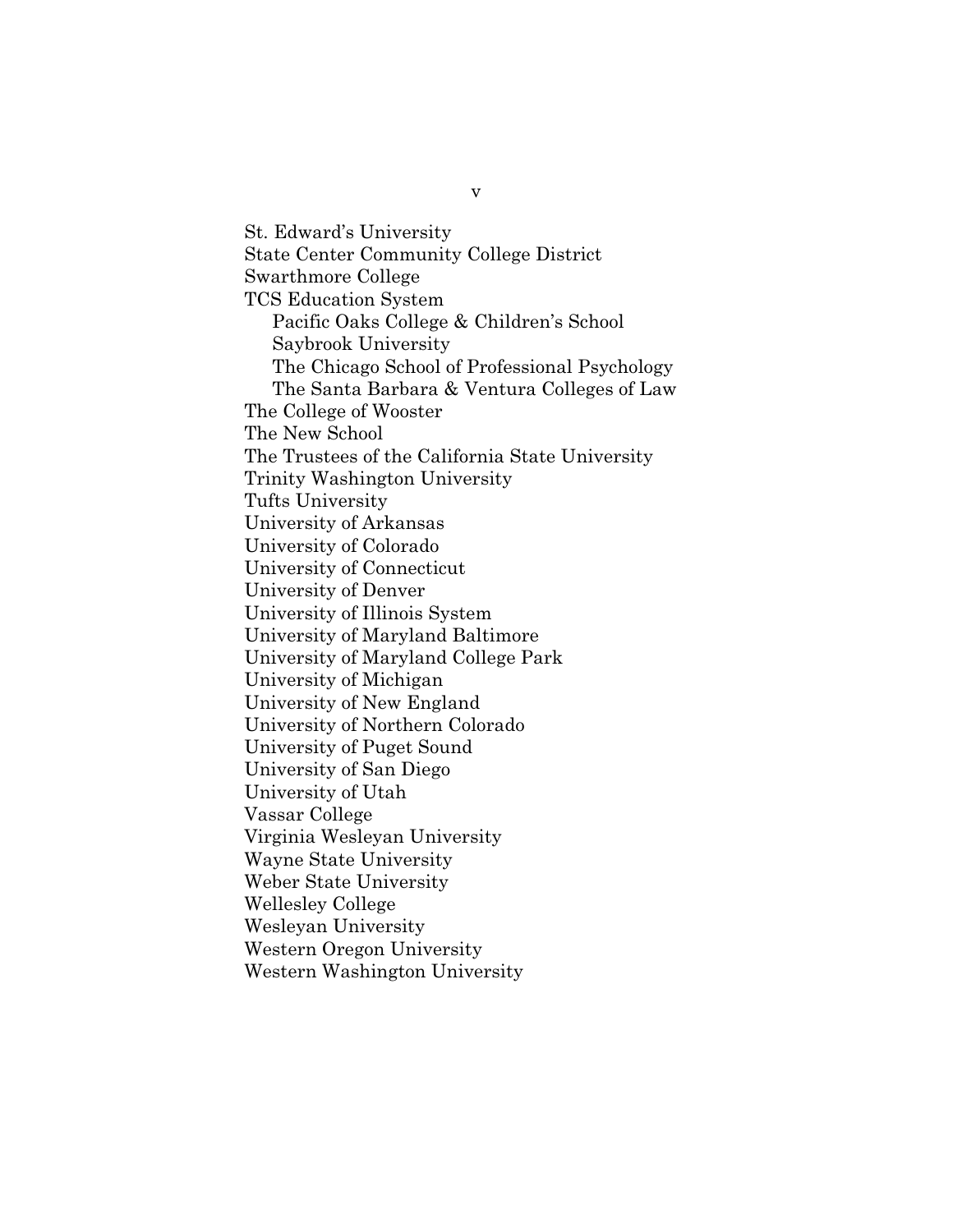St. Edward's University
State Center Community College District
Swarthmore College
TCS Education System
    Pacific Oaks College & Children's School
    Saybrook University
    The Chicago School of Professional Psychology
    The Santa Barbara & Ventura Colleges of Law
The College of Wooster
The New School
The Trustees of the California State University
Trinity Washington University
Tufts University
University of Arkansas
University of Colorado
University of Connecticut
University of Denver
University of Illinois System
University of Maryland Baltimore
University of Maryland College Park
University of Michigan
University of New England
University of Northern Colorado
University of Puget Sound
University of San Diego
University of Utah
Vassar College
Virginia Wesleyan University
Wayne State University
Weber State University
Wellesley College
Wesleyan University
Western Oregon University
Western Washington University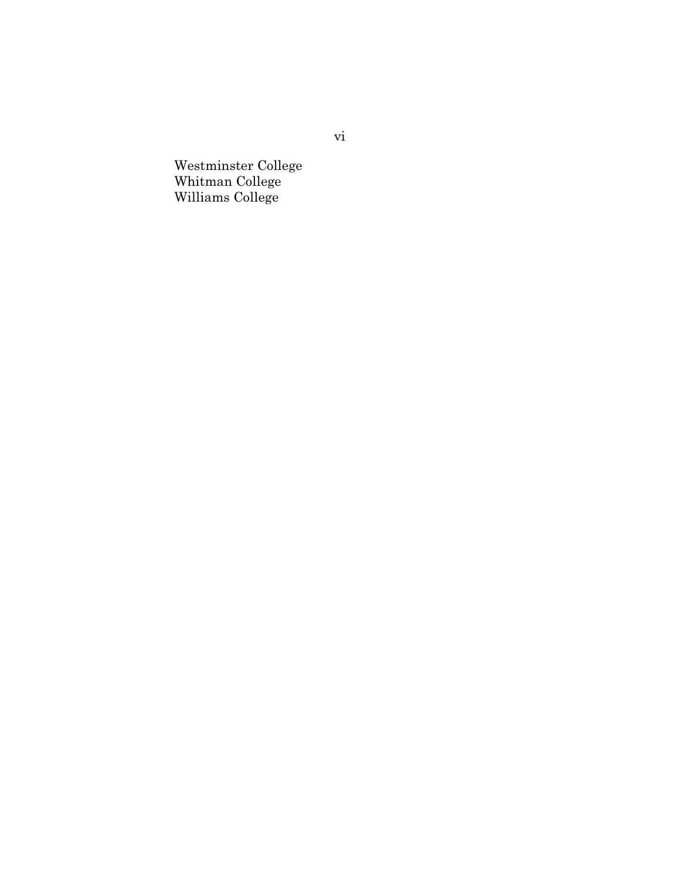Westminster College  
Whitman College  
Williams College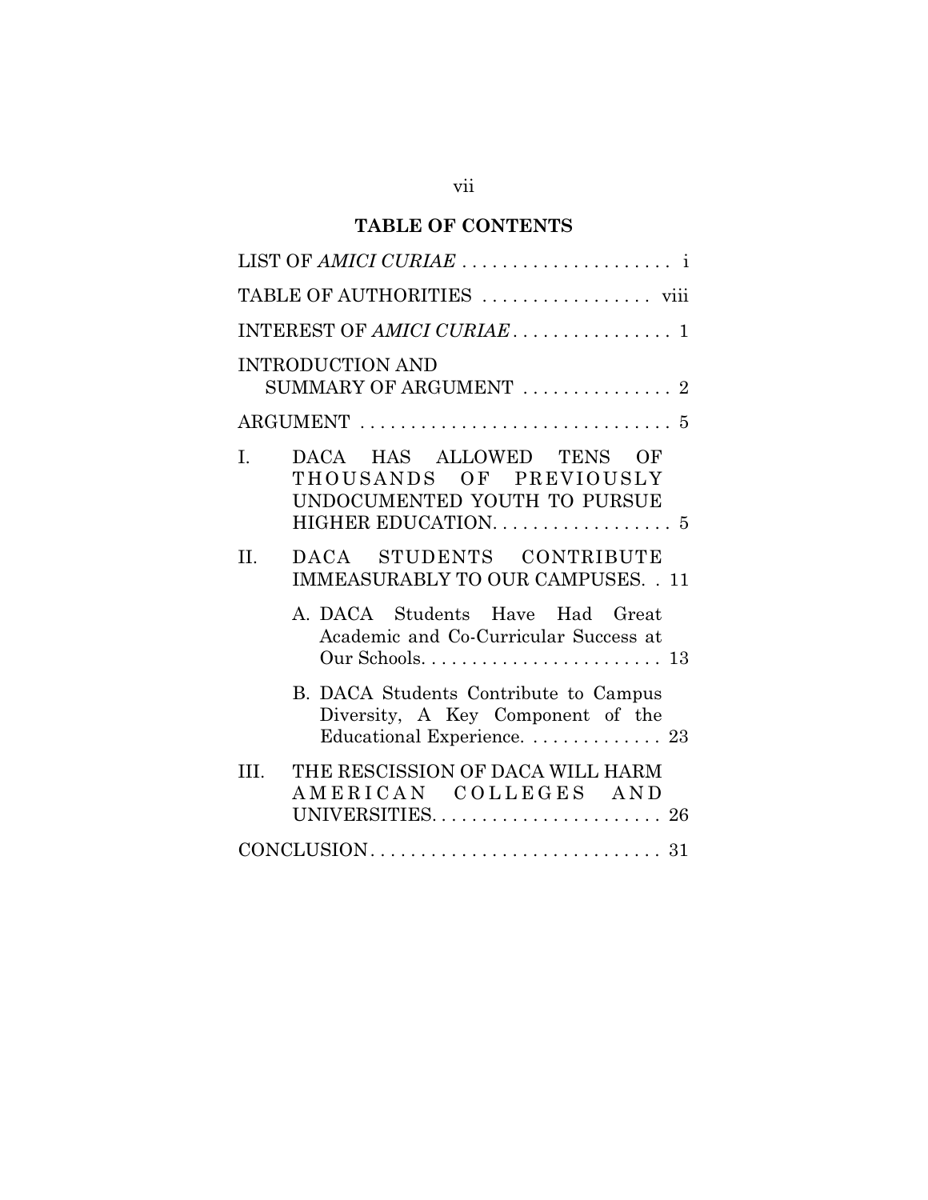## TABLE OF CONTENTS

LIST OF *AMICI CURIAE* . . . . . . . . . . . . . . . . . . . . . i

TABLE OF AUTHORITIES . . . . . . . . . . . . . . . . . viii

INTEREST OF *AMICI CURIAE* . . . . . . . . . . . . . . . . 1

INTRODUCTION AND SUMMARY OF ARGUMENT . . . . . . . . . . . . . . . 2

ARGUMENT . . . . . . . . . . . . . . . . . . . . . . . . . . . . . . . 5

I. DACA HAS ALLOWED TENS OF THOUSANDS OF PREVIOUSLY UNDOCUMENTED YOUTH TO PURSUE HIGHER EDUCATION. . . . . . . . . . . . . . . . . . 5

II. DACA STUDENTS CONTRIBUTE IMMEASURABLY TO OUR CAMPUSES. . 11

   A. DACA Students Have Had Great Academic and Co-Curricular Success at Our Schools. . . . . . . . . . . . . . . . . . . . . . . . 13

   B. DACA Students Contribute to Campus Diversity, A Key Component of the Educational Experience. . . . . . . . . . . . . . 23

III. THE RESCISSION OF DACA WILL HARM AMERICAN COLLEGES AND UNIVERSITIES. . . . . . . . . . . . . . . . . . . . . . . 26

CONCLUSION . . . . . . . . . . . . . . . . . . . . . . . . . . . . . 31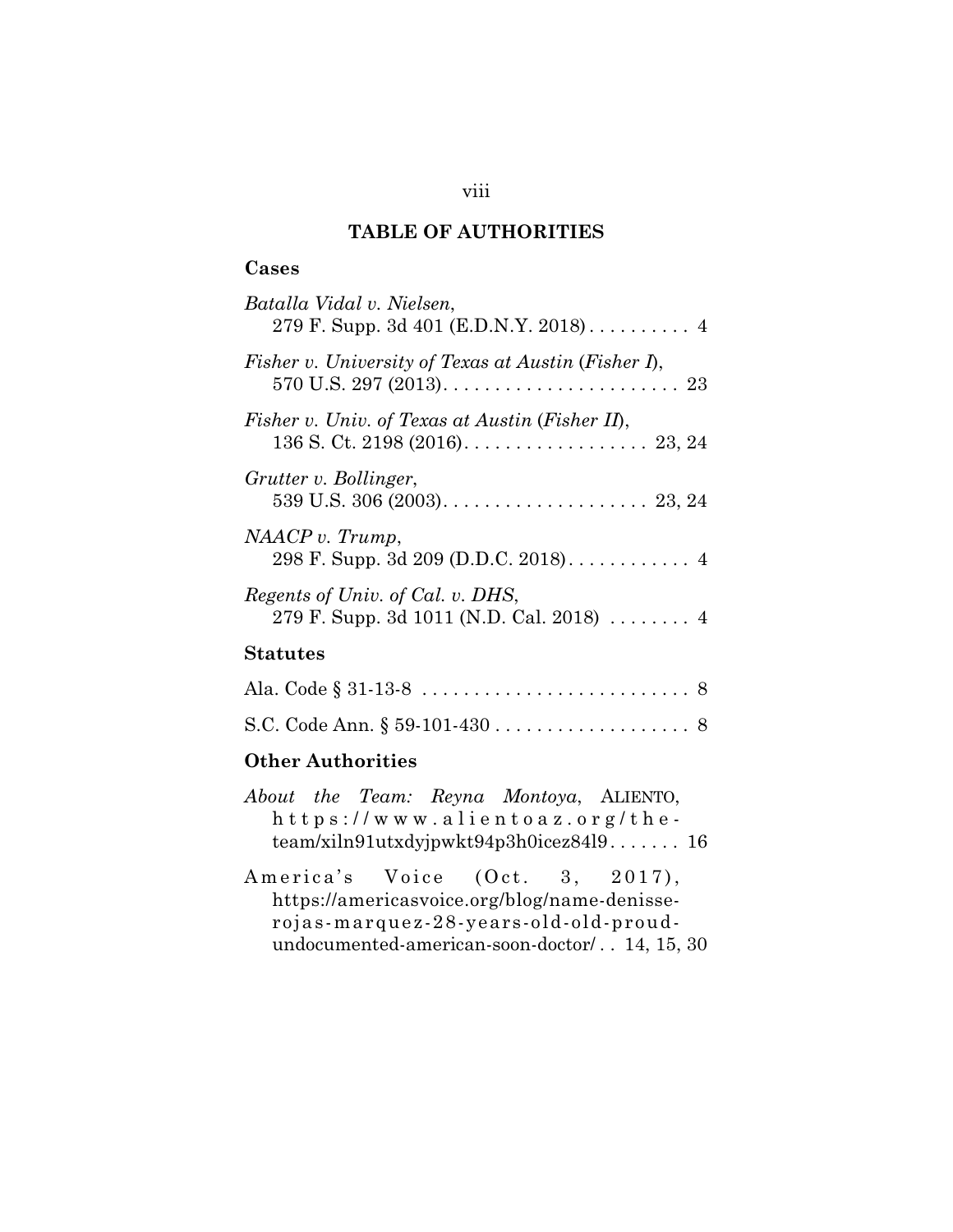# TABLE OF AUTHORITIES

## Cases

*Batalla Vidal v. Nielsen*,
279 F. Supp. 3d 401 (E.D.N.Y. 2018) . . . . . . . . . . 4

*Fisher v. University of Texas at Austin* (*Fisher I*),
570 U.S. 297 (2013). . . . . . . . . . . . . . . . . . . . . . . 23

*Fisher v. Univ. of Texas at Austin* (*Fisher II*),
136 S. Ct. 2198 (2016). . . . . . . . . . . . . . . . . . 23, 24

*Grutter v. Bollinger*,
539 U.S. 306 (2003). . . . . . . . . . . . . . . . . . . . 23, 24

*NAACP v. Trump*,
298 F. Supp. 3d 209 (D.D.C. 2018). . . . . . . . . . . . 4

*Regents of Univ. of Cal. v. DHS*,
279 F. Supp. 3d 1011 (N.D. Cal. 2018) . . . . . . . . 4

## Statutes

Ala. Code § 31-13-8 . . . . . . . . . . . . . . . . . . . . . . . . . . 8

S.C. Code Ann. § 59-101-430 . . . . . . . . . . . . . . . . . . . 8

## Other Authorities

*About the Team: Reyna Montoya*, ALIENTO, https://www.alientoaz.org/the-team/xiln91utxdyjpwkt94p3h0icez84l9 . . . . . . . 16

America's Voice (Oct. 3, 2017), https://americasvoice.org/blog/name-denisse-rojas-marquez-28-years-old-old-proud-undocumented-american-soon-doctor/ . . 14, 15, 30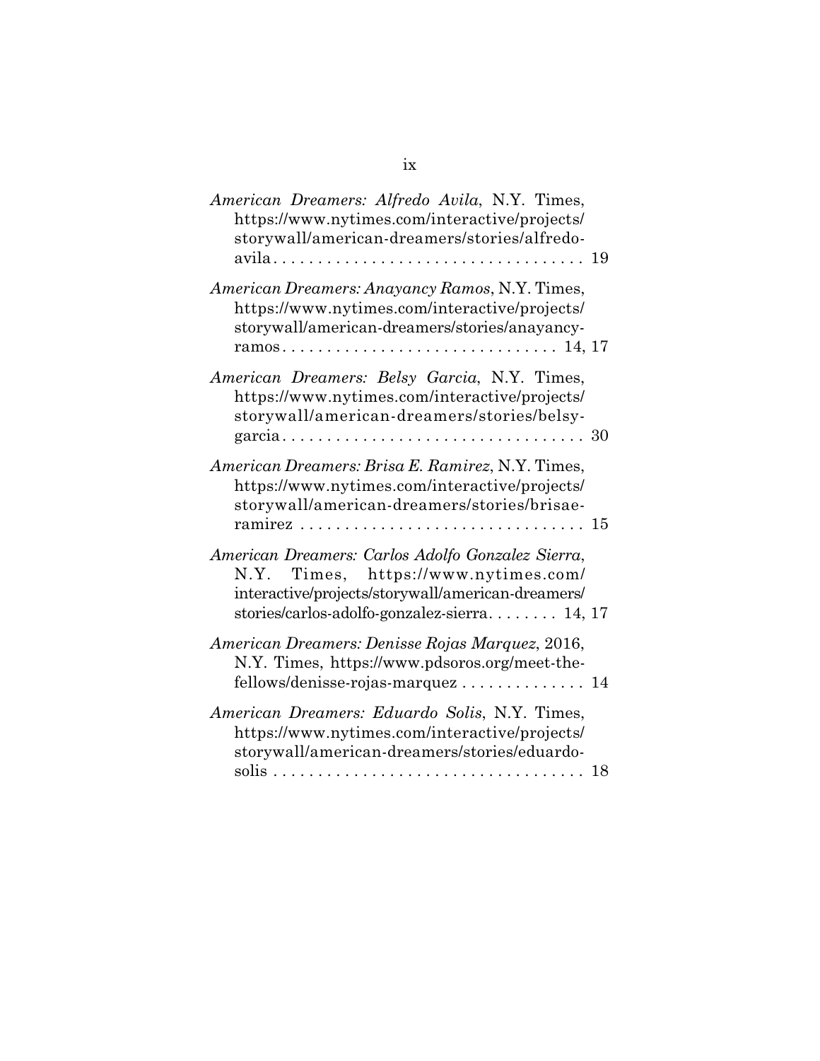*American Dreamers: Alfredo Avila*, N.Y. Times, https://www.nytimes.com/interactive/projects/storywall/american-dreamers/stories/alfredo-avila . . . . . . . . . . . . . . . . . . . . . . . . . . . . . . . . . . 19

*American Dreamers: Anayancy Ramos*, N.Y. Times, https://www.nytimes.com/interactive/projects/storywall/american-dreamers/stories/anayancy-ramos . . . . . . . . . . . . . . . . . . . . . . . . . . . . . . 14, 17

*American Dreamers: Belsy Garcia*, N.Y. Times, https://www.nytimes.com/interactive/projects/storywall/american-dreamers/stories/belsy-garcia . . . . . . . . . . . . . . . . . . . . . . . . . . . . . . . . . 30

*American Dreamers: Brisa E. Ramirez*, N.Y. Times, https://www.nytimes.com/interactive/projects/storywall/american-dreamers/stories/brisae-ramirez . . . . . . . . . . . . . . . . . . . . . . . . . . . . . . . 15

*American Dreamers: Carlos Adolfo Gonzalez Sierra*, N.Y. Times, https://www.nytimes.com/interactive/projects/storywall/american-dreamers/stories/carlos-adolfo-gonzalez-sierra. . . . . . . . 14, 17

*American Dreamers: Denisse Rojas Marquez*, 2016, N.Y. Times, https://www.pdsoros.org/meet-the-fellows/denisse-rojas-marquez . . . . . . . . . . . . . . 14

*American Dreamers: Eduardo Solis*, N.Y. Times, https://www.nytimes.com/interactive/projects/storywall/american-dreamers/stories/eduardo-solis . . . . . . . . . . . . . . . . . . . . . . . . . . . . . . . . . . 18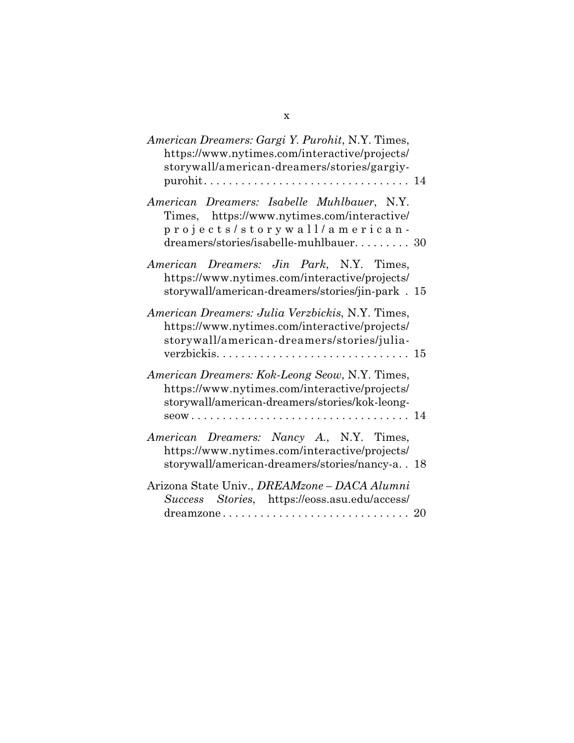*American Dreamers: Gargi Y. Purohit*, N.Y. Times, https://www.nytimes.com/interactive/projects/storywall/american-dreamers/stories/gargiy-purohit . . . . . . . . . . . . . . . . . . . . . . . . . . . . . . . . 14

*American Dreamers: Isabelle Muhlbauer*, N.Y. Times, https://www.nytimes.com/interactive/projects/storywall/american-dreamers/stories/isabelle-muhlbauer. . . . . . . . . 30

*American Dreamers: Jin Park*, N.Y. Times, https://www.nytimes.com/interactive/projects/storywall/american-dreamers/stories/jin-park . 15

*American Dreamers: Julia Verzbickis*, N.Y. Times, https://www.nytimes.com/interactive/projects/storywall/american-dreamers/stories/julia-verzbickis. . . . . . . . . . . . . . . . . . . . . . . . . . . . . . 15

*American Dreamers: Kok-Leong Seow*, N.Y. Times, https://www.nytimes.com/interactive/projects/storywall/american-dreamers/stories/kok-leong-seow . . . . . . . . . . . . . . . . . . . . . . . . . . . . . . . . . . 14

*American Dreamers: Nancy A.*, N.Y. Times, https://www.nytimes.com/interactive/projects/storywall/american-dreamers/stories/nancy-a. . 18

Arizona State Univ., *DREAMzone – DACA Alumni Success Stories*, https://eoss.asu.edu/access/dreamzone . . . . . . . . . . . . . . . . . . . . . . . . . . . . . 20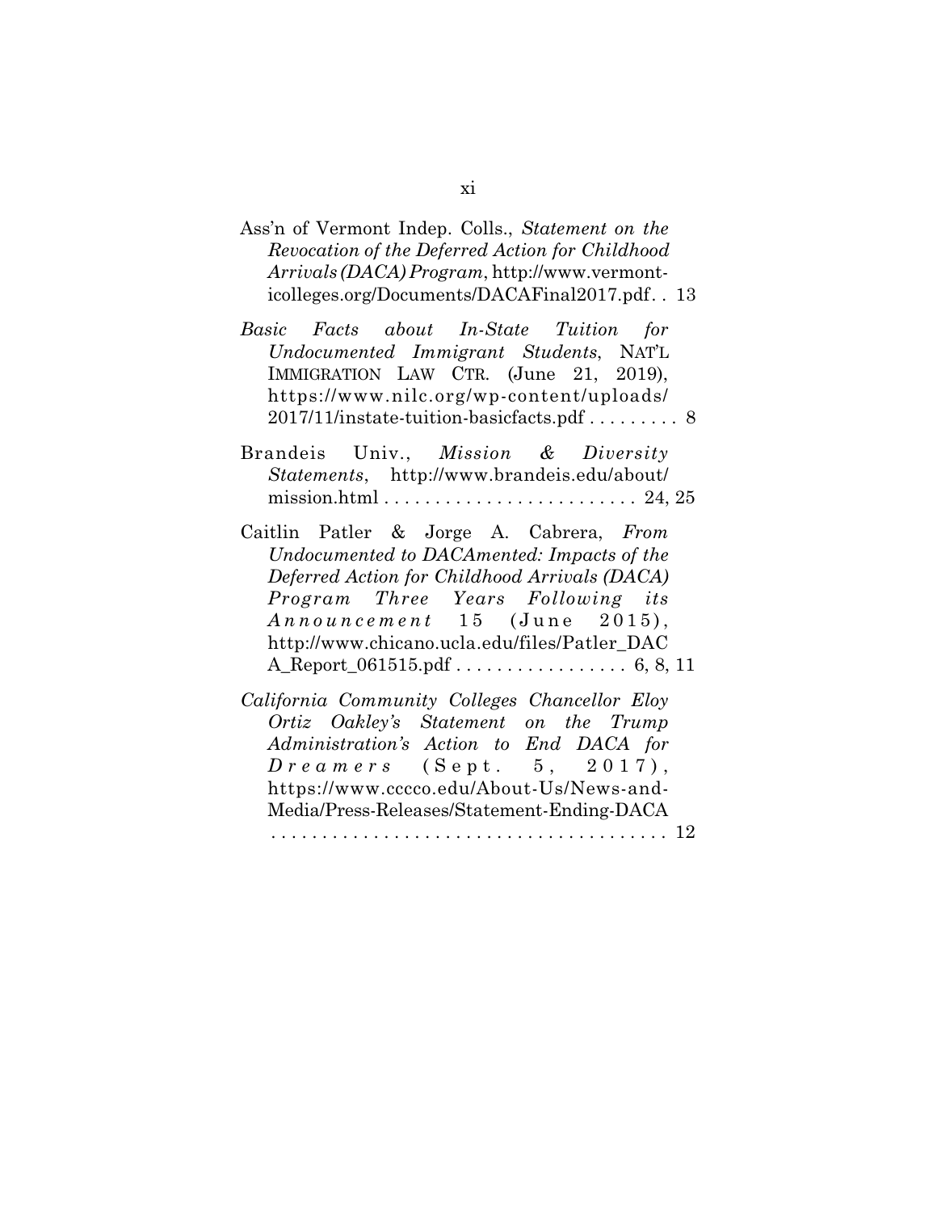Ass'n of Vermont Indep. Colls., *Statement on the Revocation of the Deferred Action for Childhood Arrivals (DACA) Program*, http://www.vermont-icolleges.org/Documents/DACAFinal2017.pdf. . 13

*Basic Facts about In-State Tuition for Undocumented Immigrant Students*, NAT'L IMMIGRATION LAW CTR. (June 21, 2019), https://www.nilc.org/wp-content/uploads/2017/11/instate-tuition-basicfacts.pdf . . . . . . . . . 8

Brandeis Univ., *Mission & Diversity Statements*, http://www.brandeis.edu/about/mission.html . . . . . . . . . . . . . . . . . . . . . . . . . 24, 25

Caitlin Patler & Jorge A. Cabrera, *From Undocumented to DACAmented: Impacts of the Deferred Action for Childhood Arrivals (DACA) Program Three Years Following its Announcement* 15 (June 2015), http://www.chicano.ucla.edu/files/Patler_DACA_Report_061515.pdf . . . . . . . . . . . . . . . . . 6, 8, 11

*California Community Colleges Chancellor Eloy Ortiz Oakley's Statement on the Trump Administration's Action to End DACA for Dreamers* (Sept. 5, 2017), https://www.cccco.edu/About-Us/News-and-Media/Press-Releases/Statement-Ending-DACA . . . . . . . . . . . . . . . . . . . . . . . . . . . . . . . . . . . . . . . 12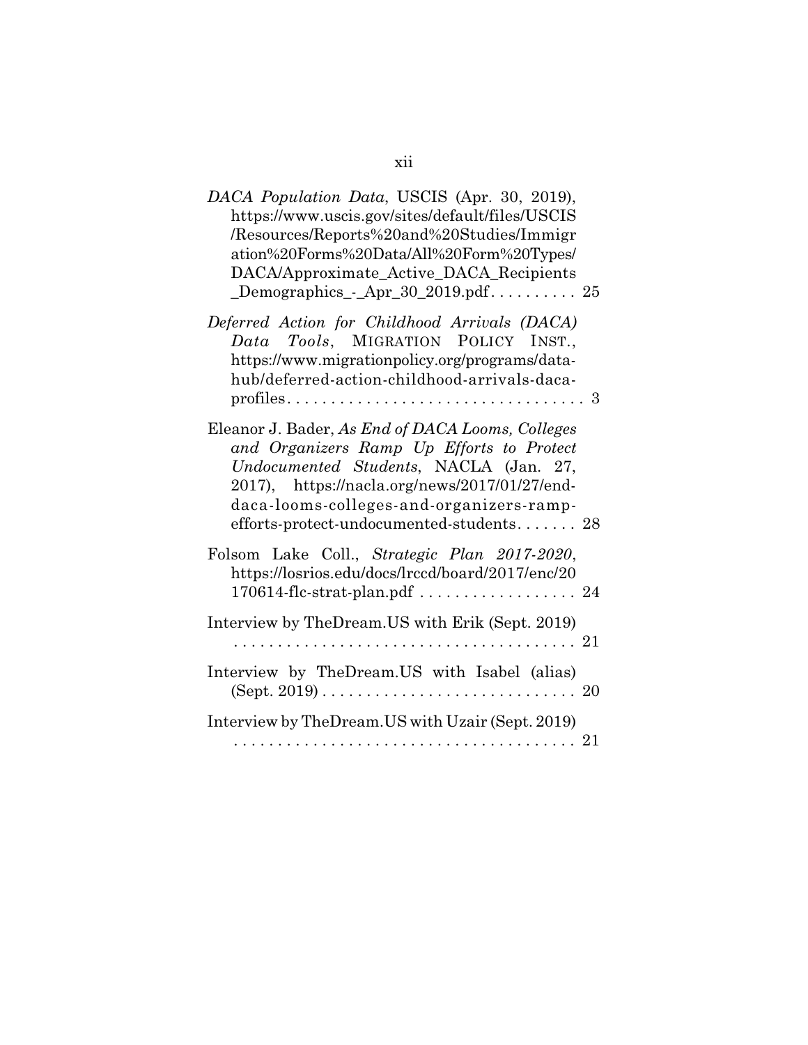*DACA Population Data*, USCIS (Apr. 30, 2019), https://www.uscis.gov/sites/default/files/USCIS/Resources/Reports%20and%20Studies/Immigration%20Forms%20Data/All%20Form%20Types/DACA/Approximate_Active_DACA_Recipients_Demographics_-_Apr_30_2019.pdf. . . . . . . . . . 25

*Deferred Action for Childhood Arrivals (DACA) Data Tools*, MIGRATION POLICY INST., https://www.migrationpolicy.org/programs/data-hub/deferred-action-childhood-arrivals-daca-profiles. . . . . . . . . . . . . . . . . . . . . . . . . . . . . . . . . . 3

Eleanor J. Bader, *As End of DACA Looms, Colleges and Organizers Ramp Up Efforts to Protect Undocumented Students*, NACLA (Jan. 27, 2017), https://nacla.org/news/2017/01/27/end-daca-looms-colleges-and-organizers-ramp-efforts-protect-undocumented-students. . . . . . . 28

Folsom Lake Coll., *Strategic Plan 2017-2020*, https://losrios.edu/docs/lrccd/board/2017/enc/20170614-flc-strat-plan.pdf . . . . . . . . . . . . . . . . . . 24

Interview by TheDream.US with Erik (Sept. 2019) . . . . . . . . . . . . . . . . . . . . . . . . . . . . . . . . . . . . . . . . 21

Interview by TheDream.US with Isabel (alias) (Sept. 2019) . . . . . . . . . . . . . . . . . . . . . . . . . . . . . 20

Interview by TheDream.US with Uzair (Sept. 2019) . . . . . . . . . . . . . . . . . . . . . . . . . . . . . . . . . . . . . . . . 21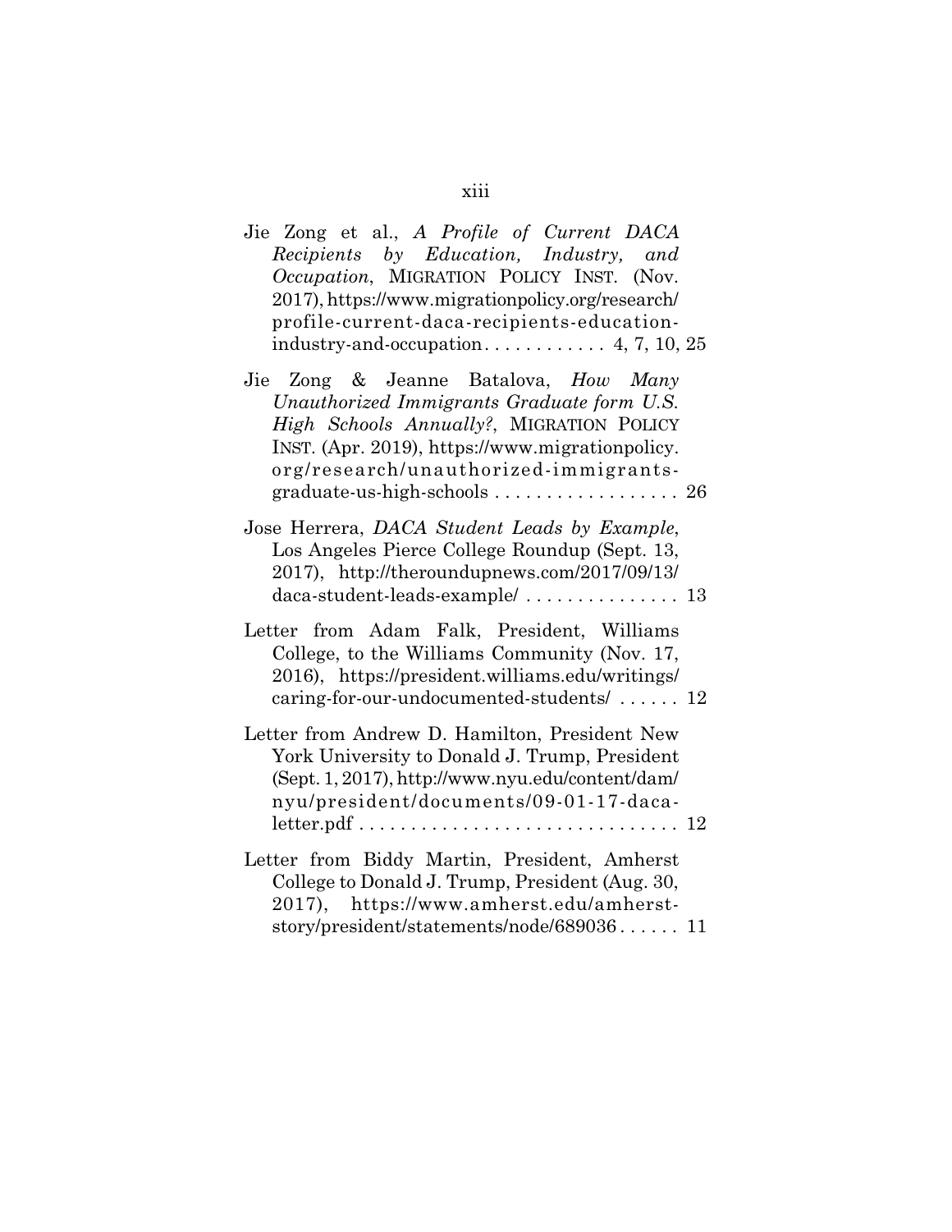Jie Zong et al., *A Profile of Current DACA Recipients by Education, Industry, and Occupation*, MIGRATION POLICY INST. (Nov. 2017), https://www.migrationpolicy.org/research/profile-current-daca-recipients-education-industry-and-occupation . . . . . . . . . . . . 4, 7, 10, 25

Jie Zong & Jeanne Batalova, *How Many Unauthorized Immigrants Graduate form U.S. High Schools Annually?*, MIGRATION POLICY INST. (Apr. 2019), https://www.migrationpolicy.org/research/unauthorized-immigrants-graduate-us-high-schools . . . . . . . . . . . . . . . . . . 26

Jose Herrera, *DACA Student Leads by Example*, Los Angeles Pierce College Roundup (Sept. 13, 2017), http://theroundupnews.com/2017/09/13/daca-student-leads-example/ . . . . . . . . . . . . . . . 13

Letter from Adam Falk, President, Williams College, to the Williams Community (Nov. 17, 2016), https://president.williams.edu/writings/caring-for-our-undocumented-students/ . . . . . . 12

Letter from Andrew D. Hamilton, President New York University to Donald J. Trump, President (Sept. 1, 2017), http://www.nyu.edu/content/dam/nyu/president/documents/09-01-17-daca-letter.pdf . . . . . . . . . . . . . . . . . . . . . . . . . . . . . . . 12

Letter from Biddy Martin, President, Amherst College to Donald J. Trump, President (Aug. 30, 2017), https://www.amherst.edu/amherst-story/president/statements/node/689036 . . . . . . 11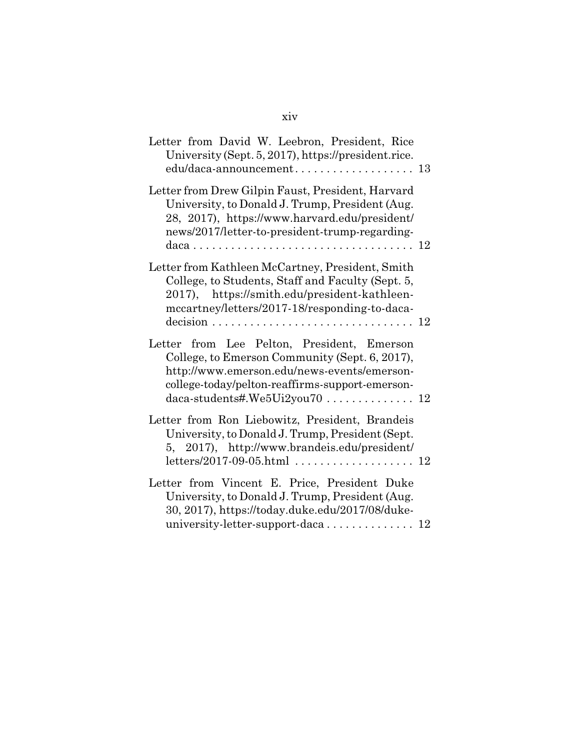Letter from David W. Leebron, President, Rice University (Sept. 5, 2017), https://president.rice.edu/daca-announcement . . . . . . . . . . . . . . . . . . . 13

Letter from Drew Gilpin Faust, President, Harvard University, to Donald J. Trump, President (Aug. 28, 2017), https://www.harvard.edu/president/news/2017/letter-to-president-trump-regarding-daca . . . . . . . . . . . . . . . . . . . . . . . . . . . . . . . . . . 12

Letter from Kathleen McCartney, President, Smith College, to Students, Staff and Faculty (Sept. 5, 2017), https://smith.edu/president-kathleen-mccartney/letters/2017-18/responding-to-daca-decision . . . . . . . . . . . . . . . . . . . . . . . . . . . . . . . 12

Letter from Lee Pelton, President, Emerson College, to Emerson Community (Sept. 6, 2017), http://www.emerson.edu/news-events/emerson-college-today/pelton-reaffirms-support-emerson-daca-students#.We5Ui2you70 . . . . . . . . . . . . . . 12

Letter from Ron Liebowitz, President, Brandeis University, to Donald J. Trump, President (Sept. 5, 2017), http://www.brandeis.edu/president/letters/2017-09-05.html . . . . . . . . . . . . . . . . . . . 12

Letter from Vincent E. Price, President Duke University, to Donald J. Trump, President (Aug. 30, 2017), https://today.duke.edu/2017/08/duke-university-letter-support-daca . . . . . . . . . . . . . . 12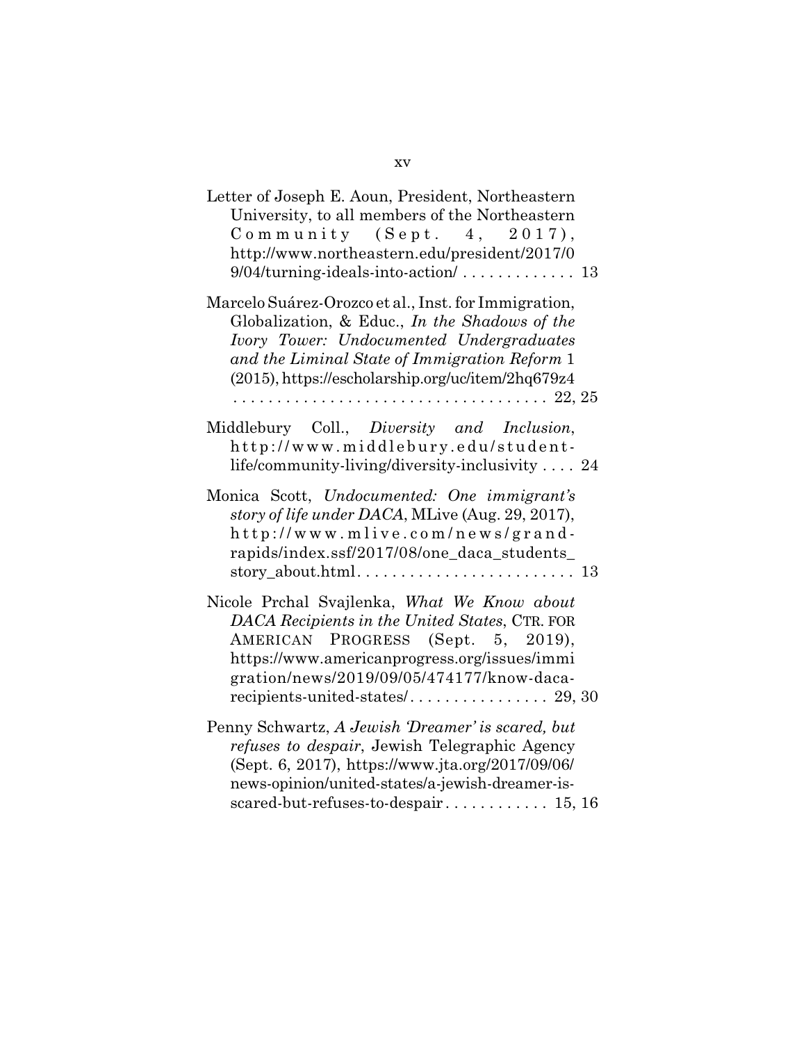Letter of Joseph E. Aoun, President, Northeastern University, to all members of the Northeastern Community (Sept. 4, 2017), http://www.northeastern.edu/president/2017/09/04/turning-ideals-into-action/ . . . . . . . . . . . . . 13

Marcelo Suárez-Orozco et al., Inst. for Immigration, Globalization, & Educ., *In the Shadows of the Ivory Tower: Undocumented Undergraduates and the Liminal State of Immigration Reform* 1 (2015), https://escholarship.org/uc/item/2hq679z4 . . . . . . . . . . . . . . . . . . . . . . . . . . . . . . . . . . . 22, 25

Middlebury Coll., *Diversity and Inclusion*, http://www.middlebury.edu/student-life/community-living/diversity-inclusivity . . . . 24

Monica Scott, *Undocumented: One immigrant's story of life under DACA*, MLive (Aug. 29, 2017), http://www.mlive.com/news/grand-rapids/index.ssf/2017/08/one_daca_students_story_about.html. . . . . . . . . . . . . . . . . . . . . . . . . 13

Nicole Prchal Svajlenka, *What We Know about DACA Recipients in the United States*, CTR. FOR AMERICAN PROGRESS (Sept. 5, 2019), https://www.americanprogress.org/issues/immigration/news/2019/09/05/474177/know-daca-recipients-united-states/. . . . . . . . . . . . . . . . 29, 30

Penny Schwartz, *A Jewish 'Dreamer' is scared, but refuses to despair*, Jewish Telegraphic Agency (Sept. 6, 2017), https://www.jta.org/2017/09/06/news-opinion/united-states/a-jewish-dreamer-is-scared-but-refuses-to-despair . . . . . . . . . . . . 15, 16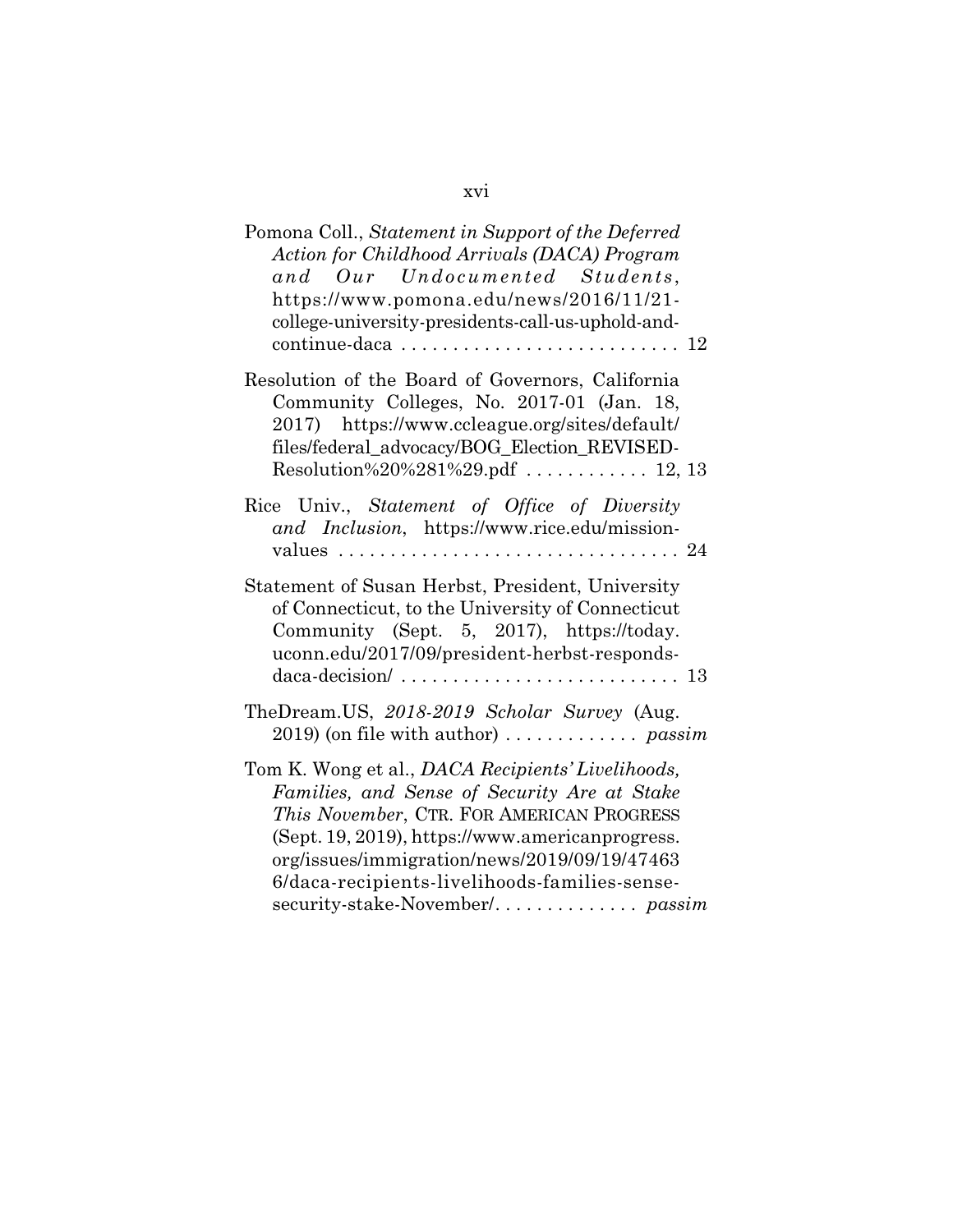Pomona Coll., *Statement in Support of the Deferred Action for Childhood Arrivals (DACA) Program and Our Undocumented Students*, https://www.pomona.edu/news/2016/11/21-college-university-presidents-call-us-uphold-and-continue-daca . . . . . . . . . . . . . . . . . . . . . . . . . . 12

Resolution of the Board of Governors, California Community Colleges, No. 2017-01 (Jan. 18, 2017) https://www.ccleague.org/sites/default/files/federal_advocacy/BOG_Election_REVISED-Resolution%20%281%29.pdf . . . . . . . . . . . . 12, 13

Rice Univ., *Statement of Office of Diversity and Inclusion*, https://www.rice.edu/mission-values . . . . . . . . . . . . . . . . . . . . . . . . . . . . . . . . . 24

Statement of Susan Herbst, President, University of Connecticut, to the University of Connecticut Community (Sept. 5, 2017), https://today.uconn.edu/2017/09/president-herbst-responds-daca-decision/ . . . . . . . . . . . . . . . . . . . . . . . . . . . 13

TheDream.US, *2018-2019 Scholar Survey* (Aug. 2019) (on file with author) . . . . . . . . . . . . . *passim*

Tom K. Wong et al., *DACA Recipients' Livelihoods, Families, and Sense of Security Are at Stake This November*, CTR. FOR AMERICAN PROGRESS (Sept. 19, 2019), https://www.americanprogress.org/issues/immigration/news/2019/09/19/474636/daca-recipients-livelihoods-families-sense-security-stake-November/. . . . . . . . . . . . . . *passim*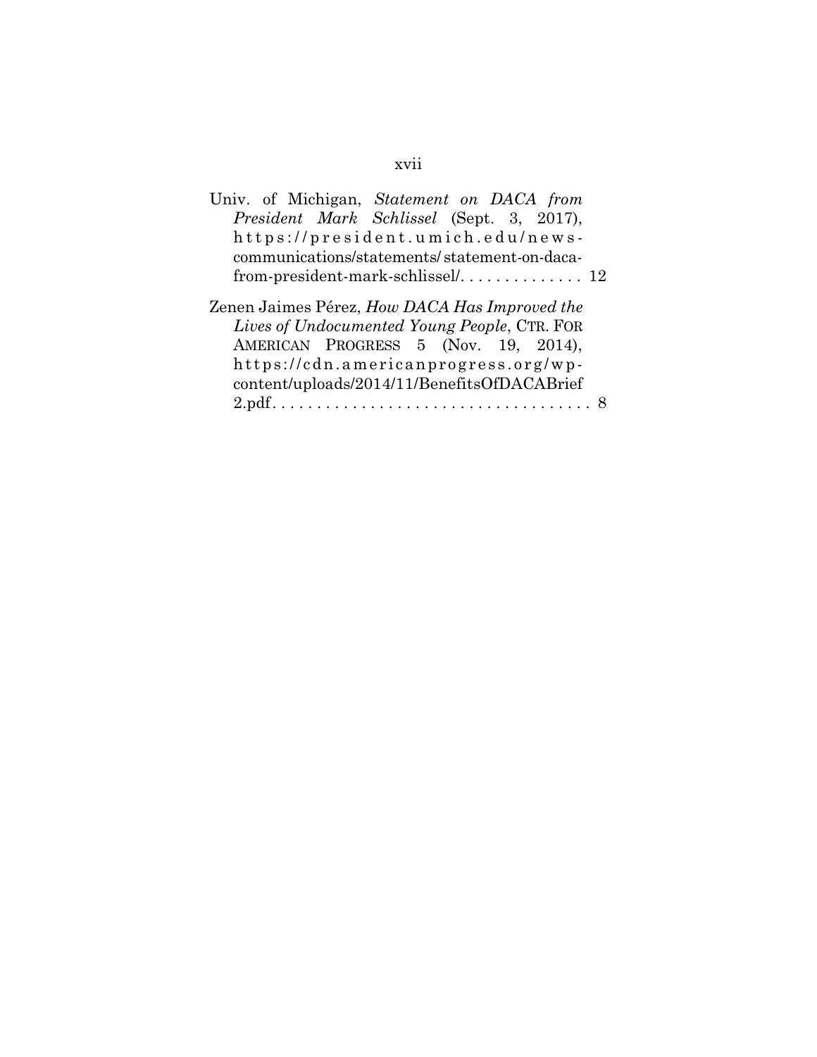Univ. of Michigan, *Statement on DACA from President Mark Schlissel* (Sept. 3, 2017), https://president.umich.edu/news-communications/statements/statement-on-daca-from-president-mark-schlissel/. . . . . . . . . . . . . . 12

Zenen Jaimes Pérez, *How DACA Has Improved the Lives of Undocumented Young People*, CTR. FOR AMERICAN PROGRESS 5 (Nov. 19, 2014), https://cdn.americanprogress.org/wp-content/uploads/2014/11/BenefitsOfDACABrief2.pdf. . . . . . . . . . . . . . . . . . . . . . . . . . . . . . . . . . . . 8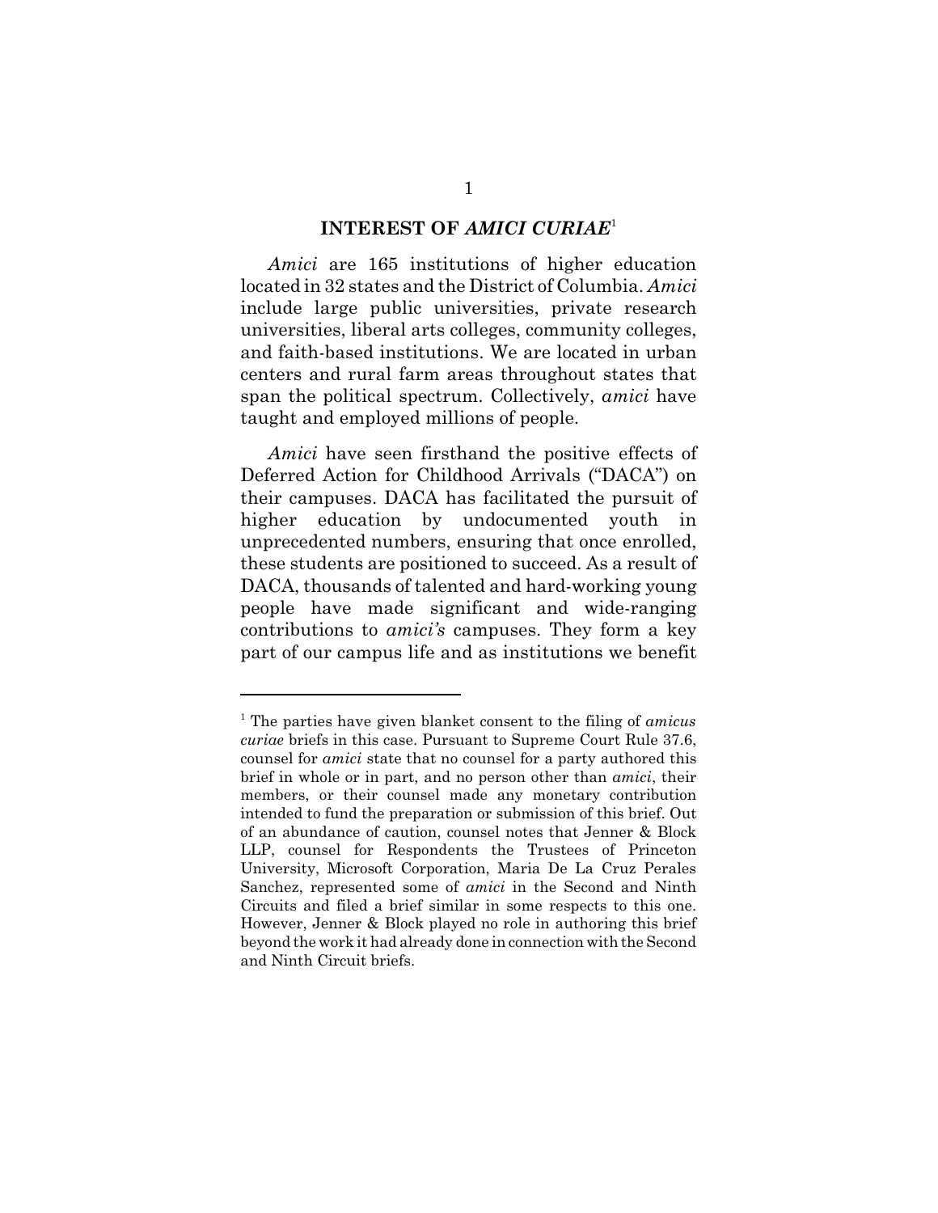## INTEREST OF *AMICI CURIAE*[1]

*Amici* are 165 institutions of higher education located in 32 states and the District of Columbia. *Amici* include large public universities, private research universities, liberal arts colleges, community colleges, and faith-based institutions. We are located in urban centers and rural farm areas throughout states that span the political spectrum. Collectively, *amici* have taught and employed millions of people.

*Amici* have seen firsthand the positive effects of Deferred Action for Childhood Arrivals ("DACA") on their campuses. DACA has facilitated the pursuit of higher education by undocumented youth in unprecedented numbers, ensuring that once enrolled, these students are positioned to succeed. As a result of DACA, thousands of talented and hard-working young people have made significant and wide-ranging contributions to *amici's* campuses. They form a key part of our campus life and as institutions we benefit

---

[1] The parties have given blanket consent to the filing of *amicus curiae* briefs in this case. Pursuant to Supreme Court Rule 37.6, counsel for *amici* state that no counsel for a party authored this brief in whole or in part, and no person other than *amici*, their members, or their counsel made any monetary contribution intended to fund the preparation or submission of this brief. Out of an abundance of caution, counsel notes that Jenner & Block LLP, counsel for Respondents the Trustees of Princeton University, Microsoft Corporation, Maria De La Cruz Perales Sanchez, represented some of *amici* in the Second and Ninth Circuits and filed a brief similar in some respects to this one. However, Jenner & Block played no role in authoring this brief beyond the work it had already done in connection with the Second and Ninth Circuit briefs.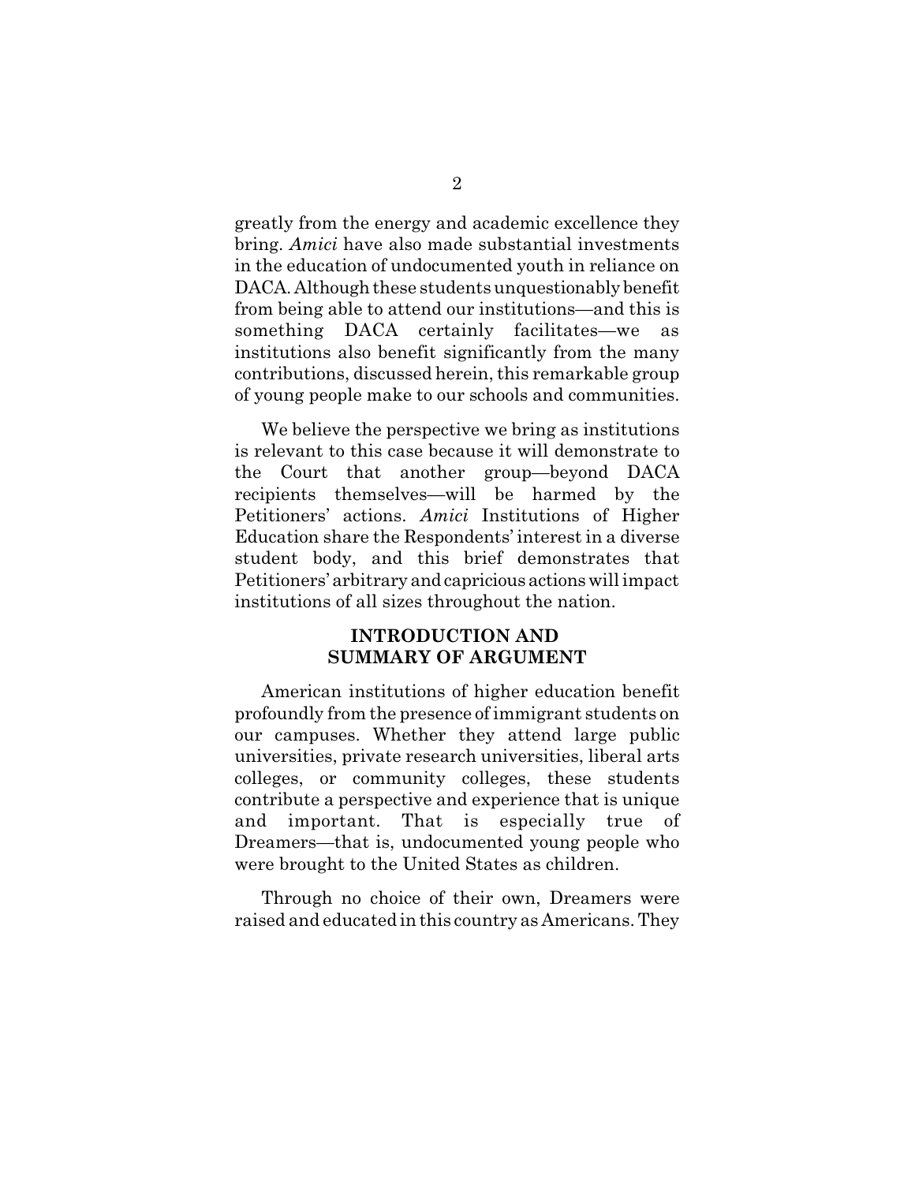greatly from the energy and academic excellence they bring. *Amici* have also made substantial investments in the education of undocumented youth in reliance on DACA. Although these students unquestionably benefit from being able to attend our institutions—and this is something DACA certainly facilitates—we as institutions also benefit significantly from the many contributions, discussed herein, this remarkable group of young people make to our schools and communities.

We believe the perspective we bring as institutions is relevant to this case because it will demonstrate to the Court that another group—beyond DACA recipients themselves—will be harmed by the Petitioners' actions. *Amici* Institutions of Higher Education share the Respondents' interest in a diverse student body, and this brief demonstrates that Petitioners' arbitrary and capricious actions will impact institutions of all sizes throughout the nation.

## INTRODUCTION AND SUMMARY OF ARGUMENT

American institutions of higher education benefit profoundly from the presence of immigrant students on our campuses. Whether they attend large public universities, private research universities, liberal arts colleges, or community colleges, these students contribute a perspective and experience that is unique and important. That is especially true of Dreamers—that is, undocumented young people who were brought to the United States as children.

Through no choice of their own, Dreamers were raised and educated in this country as Americans. They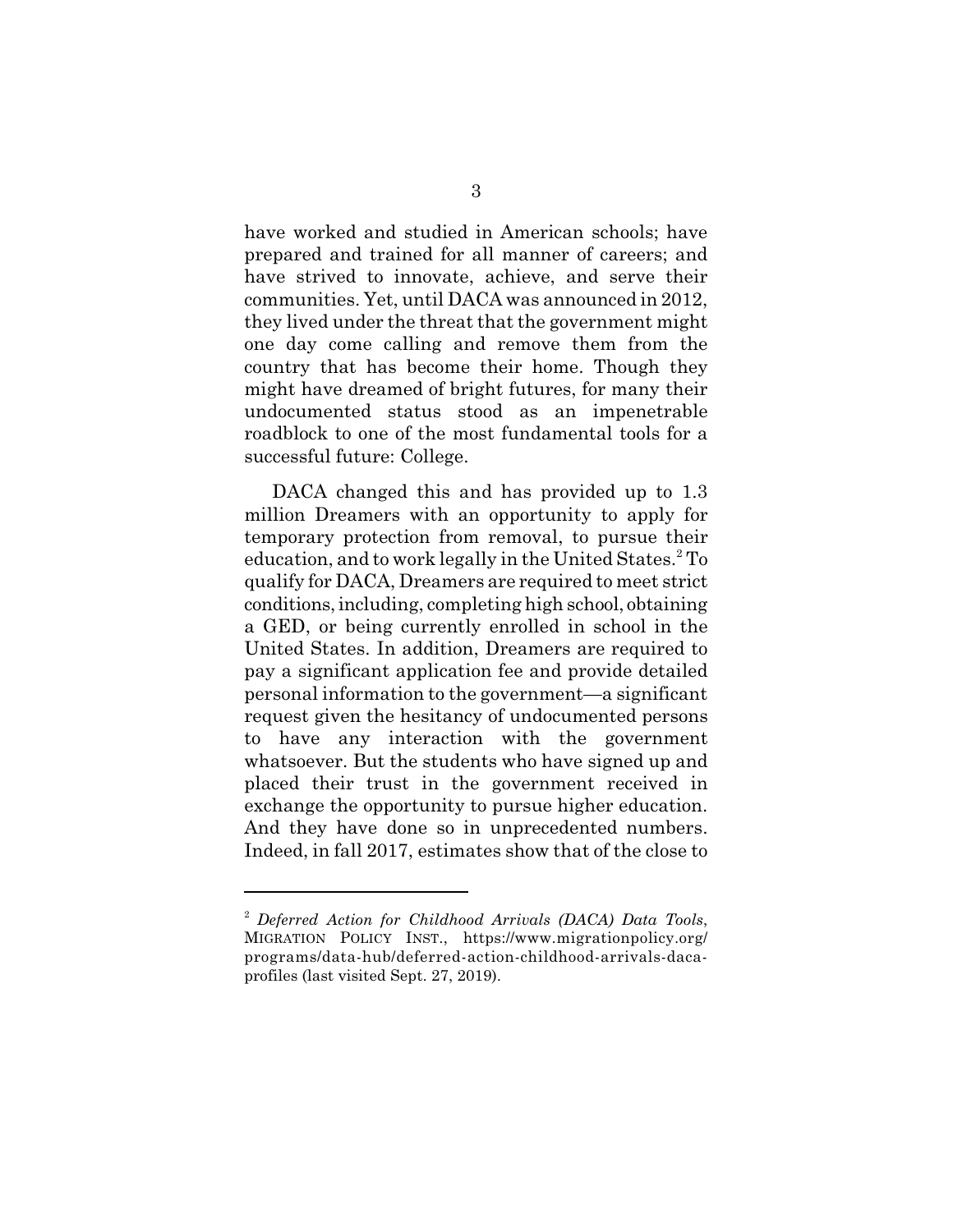have worked and studied in American schools; have prepared and trained for all manner of careers; and have strived to innovate, achieve, and serve their communities. Yet, until DACA was announced in 2012, they lived under the threat that the government might one day come calling and remove them from the country that has become their home. Though they might have dreamed of bright futures, for many their undocumented status stood as an impenetrable roadblock to one of the most fundamental tools for a successful future: College.

DACA changed this and has provided up to 1.3 million Dreamers with an opportunity to apply for temporary protection from removal, to pursue their education, and to work legally in the United States.[2] To qualify for DACA, Dreamers are required to meet strict conditions, including, completing high school, obtaining a GED, or being currently enrolled in school in the United States. In addition, Dreamers are required to pay a significant application fee and provide detailed personal information to the government—a significant request given the hesitancy of undocumented persons to have any interaction with the government whatsoever. But the students who have signed up and placed their trust in the government received in exchange the opportunity to pursue higher education. And they have done so in unprecedented numbers. Indeed, in fall 2017, estimates show that of the close to

---

[2] *Deferred Action for Childhood Arrivals (DACA) Data Tools*, MIGRATION POLICY INST., https://www.migrationpolicy.org/programs/data-hub/deferred-action-childhood-arrivals-daca-profiles (last visited Sept. 27, 2019).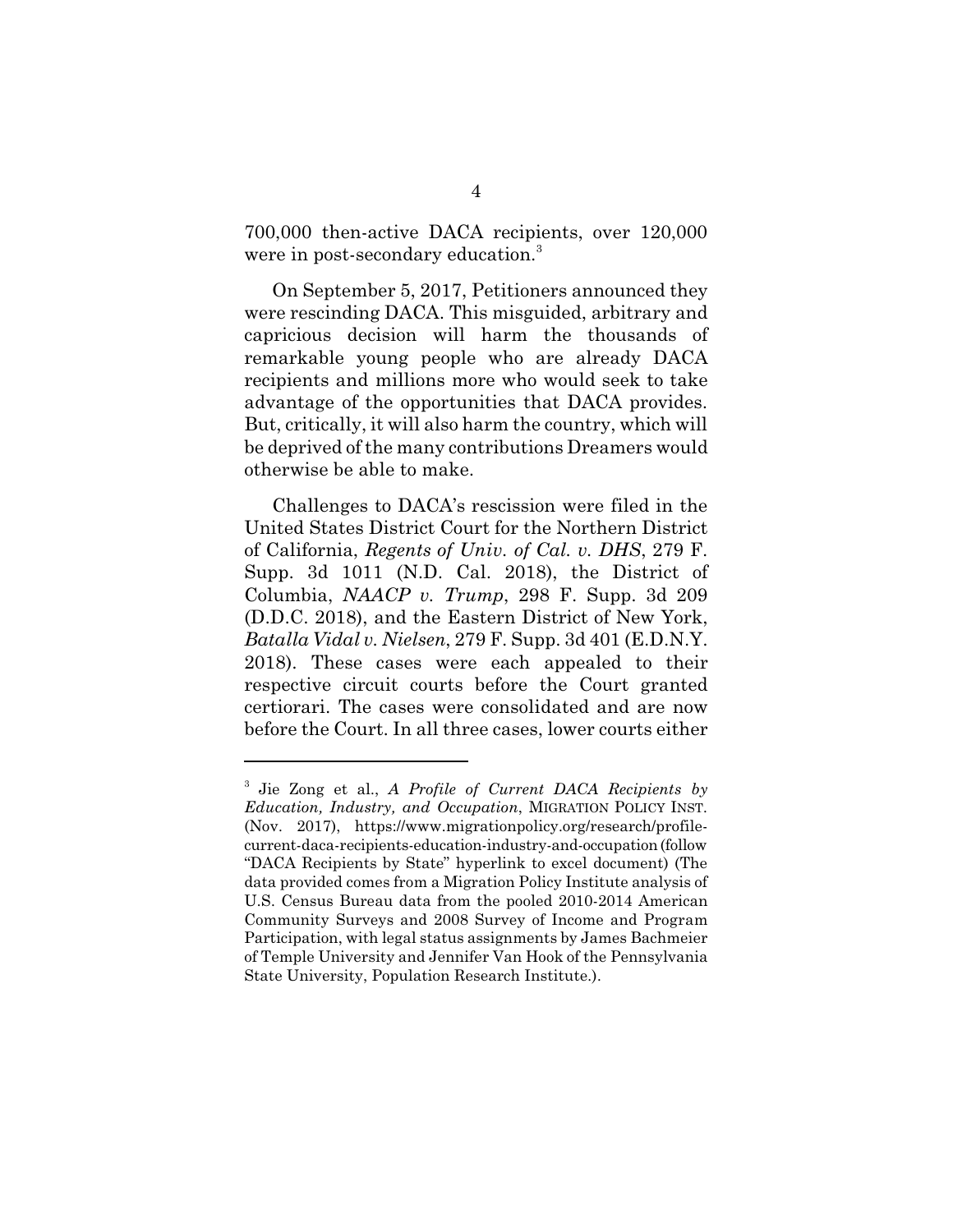700,000 then-active DACA recipients, over 120,000 were in post-secondary education.[3]

On September 5, 2017, Petitioners announced they were rescinding DACA. This misguided, arbitrary and capricious decision will harm the thousands of remarkable young people who are already DACA recipients and millions more who would seek to take advantage of the opportunities that DACA provides. But, critically, it will also harm the country, which will be deprived of the many contributions Dreamers would otherwise be able to make.

Challenges to DACA's rescission were filed in the United States District Court for the Northern District of California, *Regents of Univ. of Cal. v. DHS*, 279 F. Supp. 3d 1011 (N.D. Cal. 2018), the District of Columbia, *NAACP v. Trump*, 298 F. Supp. 3d 209 (D.D.C. 2018), and the Eastern District of New York, *Batalla Vidal v. Nielsen*, 279 F. Supp. 3d 401 (E.D.N.Y. 2018). These cases were each appealed to their respective circuit courts before the Court granted certiorari. The cases were consolidated and are now before the Court. In all three cases, lower courts either

---

[3] Jie Zong et al., *A Profile of Current DACA Recipients by Education, Industry, and Occupation*, MIGRATION POLICY INST. (Nov. 2017), https://www.migrationpolicy.org/research/profile-current-daca-recipients-education-industry-and-occupation (follow "DACA Recipients by State" hyperlink to excel document) (The data provided comes from a Migration Policy Institute analysis of U.S. Census Bureau data from the pooled 2010-2014 American Community Surveys and 2008 Survey of Income and Program Participation, with legal status assignments by James Bachmeier of Temple University and Jennifer Van Hook of the Pennsylvania State University, Population Research Institute.).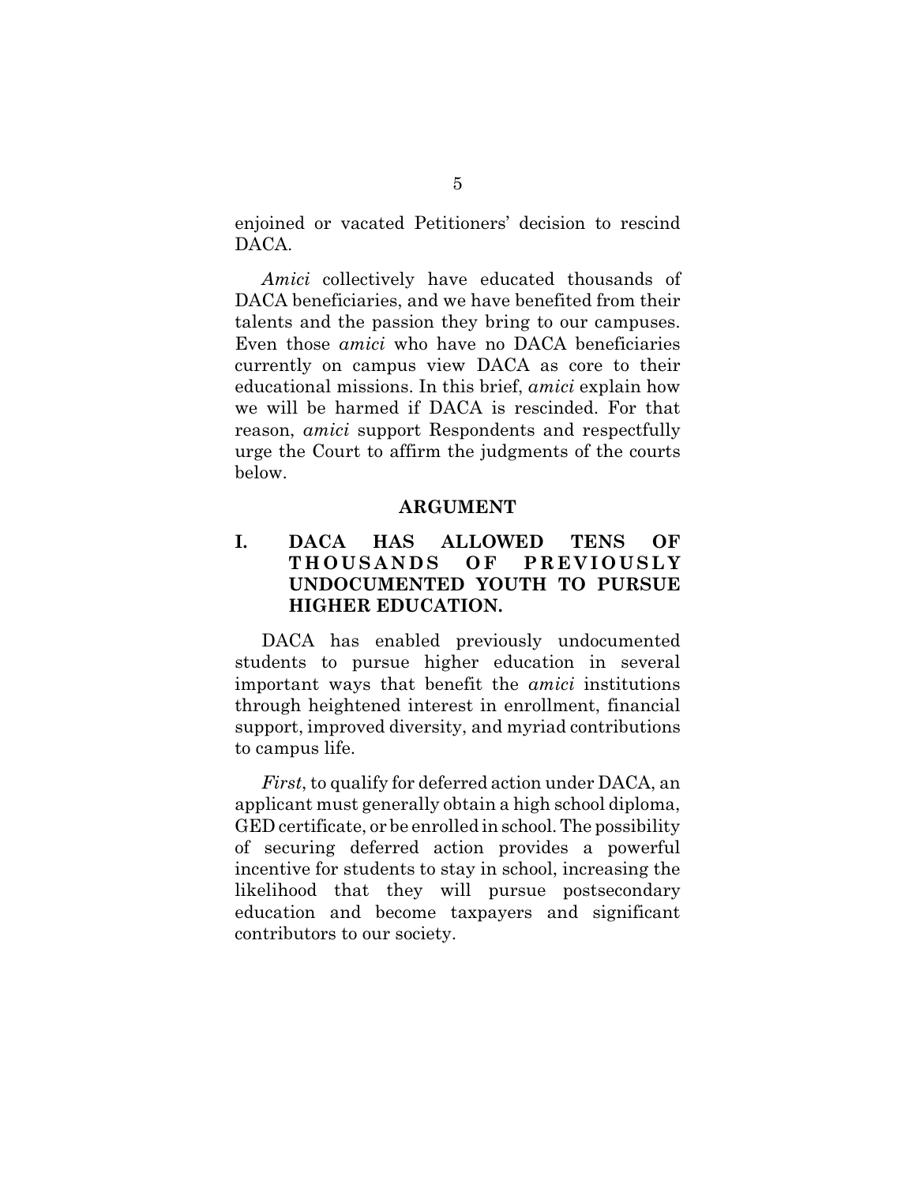enjoined or vacated Petitioners' decision to rescind DACA.

*Amici* collectively have educated thousands of DACA beneficiaries, and we have benefited from their talents and the passion they bring to our campuses. Even those *amici* who have no DACA beneficiaries currently on campus view DACA as core to their educational missions. In this brief, *amici* explain how we will be harmed if DACA is rescinded. For that reason, *amici* support Respondents and respectfully urge the Court to affirm the judgments of the courts below.

## ARGUMENT

### I. DACA HAS ALLOWED TENS OF THOUSANDS OF PREVIOUSLY UNDOCUMENTED YOUTH TO PURSUE HIGHER EDUCATION.

DACA has enabled previously undocumented students to pursue higher education in several important ways that benefit the *amici* institutions through heightened interest in enrollment, financial support, improved diversity, and myriad contributions to campus life.

*First*, to qualify for deferred action under DACA, an applicant must generally obtain a high school diploma, GED certificate, or be enrolled in school. The possibility of securing deferred action provides a powerful incentive for students to stay in school, increasing the likelihood that they will pursue postsecondary education and become taxpayers and significant contributors to our society.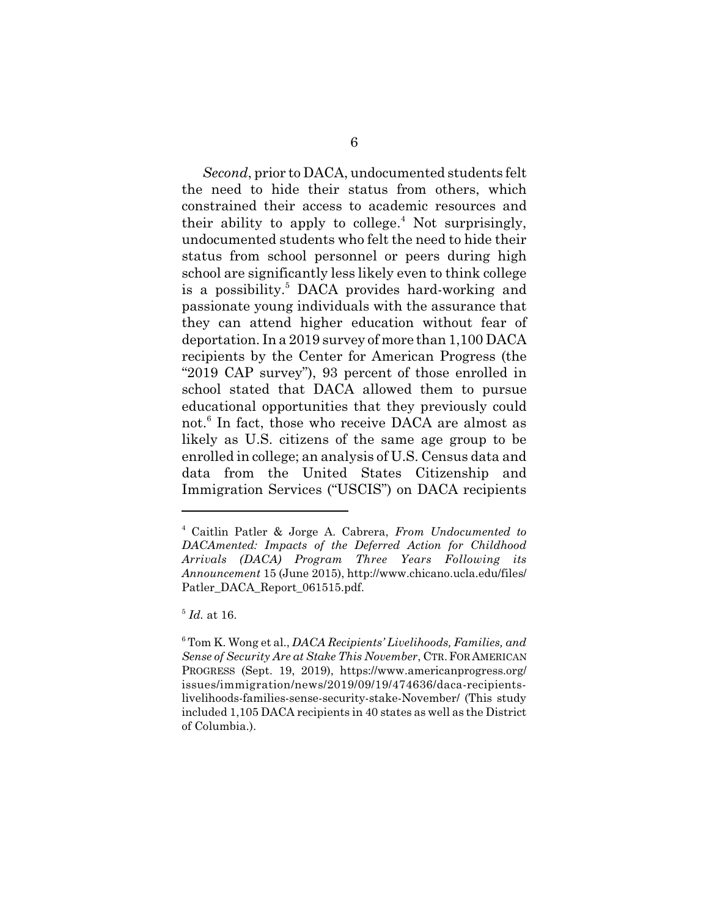*Second*, prior to DACA, undocumented students felt the need to hide their status from others, which constrained their access to academic resources and their ability to apply to college.[4] Not surprisingly, undocumented students who felt the need to hide their status from school personnel or peers during high school are significantly less likely even to think college is a possibility.[5] DACA provides hard-working and passionate young individuals with the assurance that they can attend higher education without fear of deportation. In a 2019 survey of more than 1,100 DACA recipients by the Center for American Progress (the "2019 CAP survey"), 93 percent of those enrolled in school stated that DACA allowed them to pursue educational opportunities that they previously could not.[6] In fact, those who receive DACA are almost as likely as U.S. citizens of the same age group to be enrolled in college; an analysis of U.S. Census data and data from the United States Citizenship and Immigration Services ("USCIS") on DACA recipients

---

[4] Caitlin Patler & Jorge A. Cabrera, *From Undocumented to DACAmented: Impacts of the Deferred Action for Childhood Arrivals (DACA) Program Three Years Following its Announcement* 15 (June 2015), http://www.chicano.ucla.edu/files/Patler_DACA_Report_061515.pdf.

[5] *Id.* at 16.

[6] Tom K. Wong et al., *DACA Recipients' Livelihoods, Families, and Sense of Security Are at Stake This November*, CTR. FOR AMERICAN PROGRESS (Sept. 19, 2019), https://www.americanprogress.org/issues/immigration/news/2019/09/19/474636/daca-recipients-livelihoods-families-sense-security-stake-November/ (This study included 1,105 DACA recipients in 40 states as well as the District of Columbia.).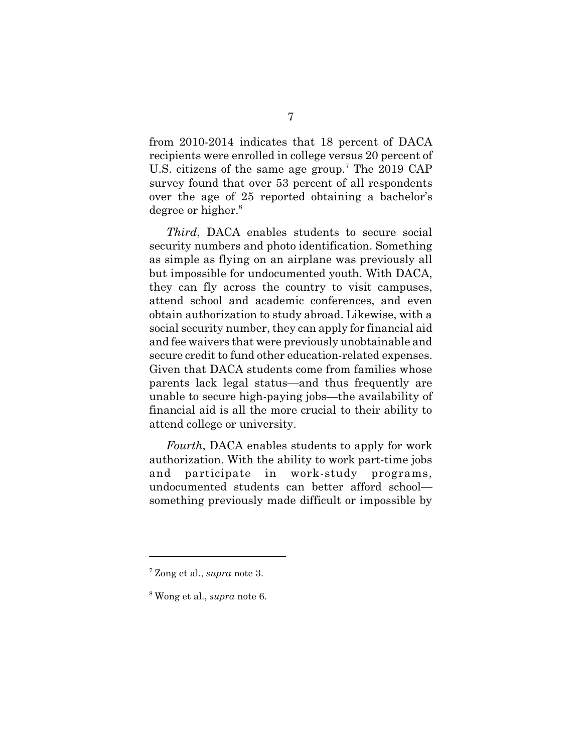from 2010-2014 indicates that 18 percent of DACA recipients were enrolled in college versus 20 percent of U.S. citizens of the same age group.[7] The 2019 CAP survey found that over 53 percent of all respondents over the age of 25 reported obtaining a bachelor's degree or higher.[8]

*Third*, DACA enables students to secure social security numbers and photo identification. Something as simple as flying on an airplane was previously all but impossible for undocumented youth. With DACA, they can fly across the country to visit campuses, attend school and academic conferences, and even obtain authorization to study abroad. Likewise, with a social security number, they can apply for financial aid and fee waivers that were previously unobtainable and secure credit to fund other education-related expenses. Given that DACA students come from families whose parents lack legal status—and thus frequently are unable to secure high-paying jobs—the availability of financial aid is all the more crucial to their ability to attend college or university.

*Fourth*, DACA enables students to apply for work authorization. With the ability to work part-time jobs and participate in work-study programs, undocumented students can better afford school—something previously made difficult or impossible by

---

[7] Zong et al., *supra* note 3.

[8] Wong et al., *supra* note 6.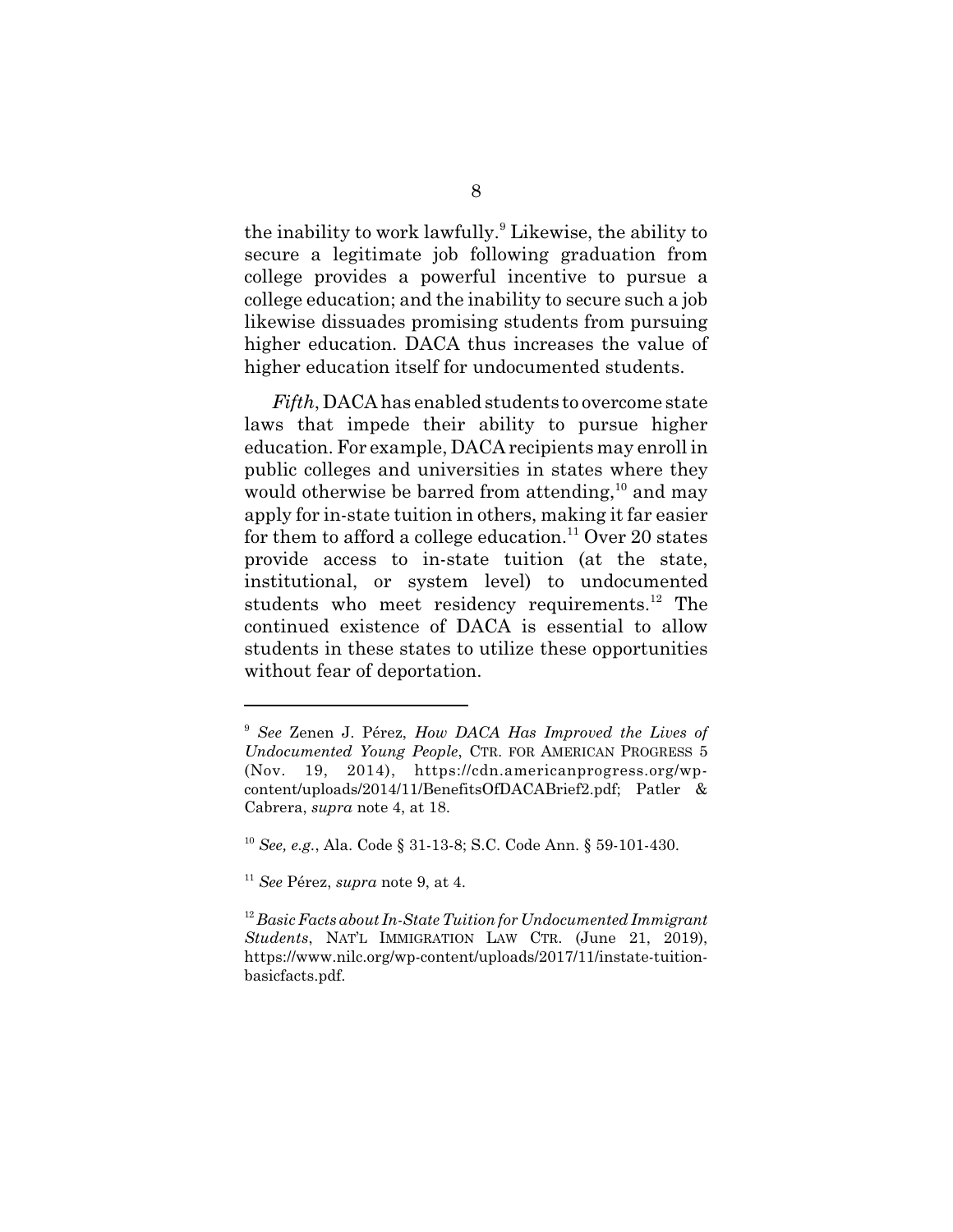the inability to work lawfully.[9] Likewise, the ability to secure a legitimate job following graduation from college provides a powerful incentive to pursue a college education; and the inability to secure such a job likewise dissuades promising students from pursuing higher education. DACA thus increases the value of higher education itself for undocumented students.

*Fifth*, DACA has enabled students to overcome state laws that impede their ability to pursue higher education. For example, DACA recipients may enroll in public colleges and universities in states where they would otherwise be barred from attending,[10] and may apply for in-state tuition in others, making it far easier for them to afford a college education.[11] Over 20 states provide access to in-state tuition (at the state, institutional, or system level) to undocumented students who meet residency requirements.[12] The continued existence of DACA is essential to allow students in these states to utilize these opportunities without fear of deportation.

---

[9] *See* Zenen J. Pérez, *How DACA Has Improved the Lives of Undocumented Young People*, CTR. FOR AMERICAN PROGRESS 5 (Nov. 19, 2014), https://cdn.americanprogress.org/wp-content/uploads/2014/11/BenefitsOfDACABrief2.pdf; Patler & Cabrera, *supra* note 4, at 18.

[10] *See, e.g.*, Ala. Code § 31-13-8; S.C. Code Ann. § 59-101-430.

[11] *See* Pérez, *supra* note 9, at 4.

[12] *Basic Facts about In-State Tuition for Undocumented Immigrant Students*, NAT'L IMMIGRATION LAW CTR. (June 21, 2019), https://www.nilc.org/wp-content/uploads/2017/11/instate-tuition-basicfacts.pdf.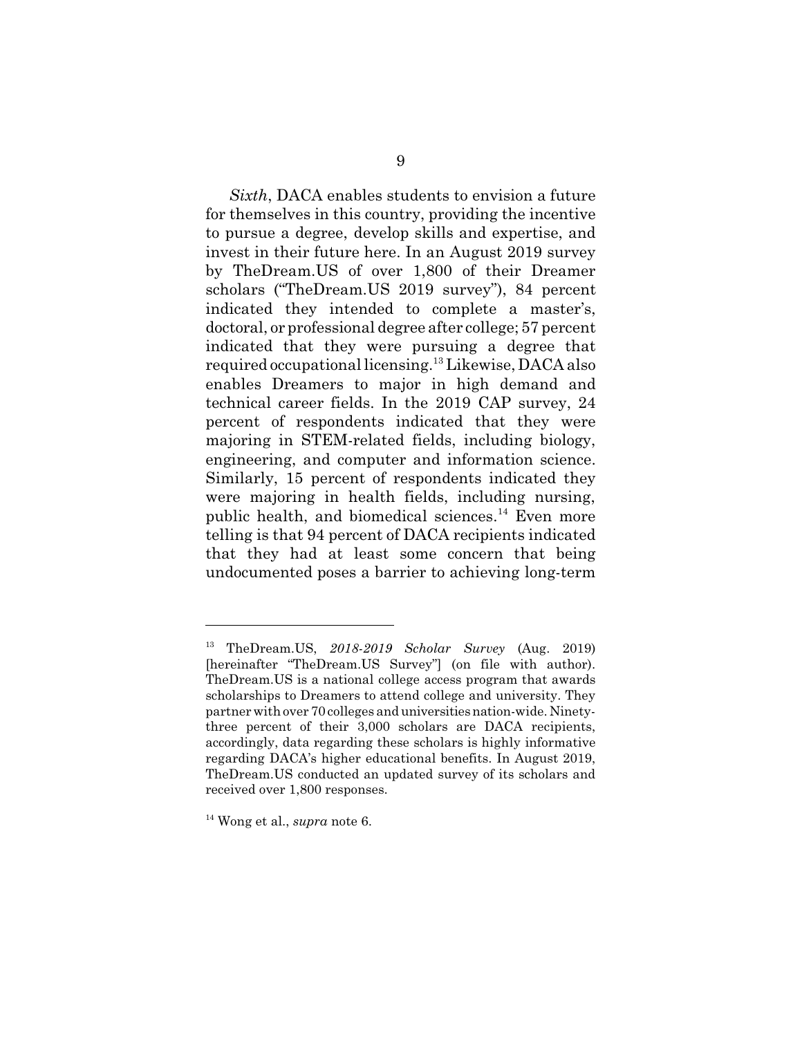*Sixth*, DACA enables students to envision a future for themselves in this country, providing the incentive to pursue a degree, develop skills and expertise, and invest in their future here. In an August 2019 survey by TheDream.US of over 1,800 of their Dreamer scholars ("TheDream.US 2019 survey"), 84 percent indicated they intended to complete a master's, doctoral, or professional degree after college; 57 percent indicated that they were pursuing a degree that required occupational licensing.[13] Likewise, DACA also enables Dreamers to major in high demand and technical career fields. In the 2019 CAP survey, 24 percent of respondents indicated that they were majoring in STEM-related fields, including biology, engineering, and computer and information science. Similarly, 15 percent of respondents indicated they were majoring in health fields, including nursing, public health, and biomedical sciences.[14] Even more telling is that 94 percent of DACA recipients indicated that they had at least some concern that being undocumented poses a barrier to achieving long-term

---

[13] TheDream.US, *2018-2019 Scholar Survey* (Aug. 2019) [hereinafter "TheDream.US Survey"] (on file with author). TheDream.US is a national college access program that awards scholarships to Dreamers to attend college and university. They partner with over 70 colleges and universities nation-wide. Ninety-three percent of their 3,000 scholars are DACA recipients, accordingly, data regarding these scholars is highly informative regarding DACA's higher educational benefits. In August 2019, TheDream.US conducted an updated survey of its scholars and received over 1,800 responses.

[14] Wong et al., *supra* note 6.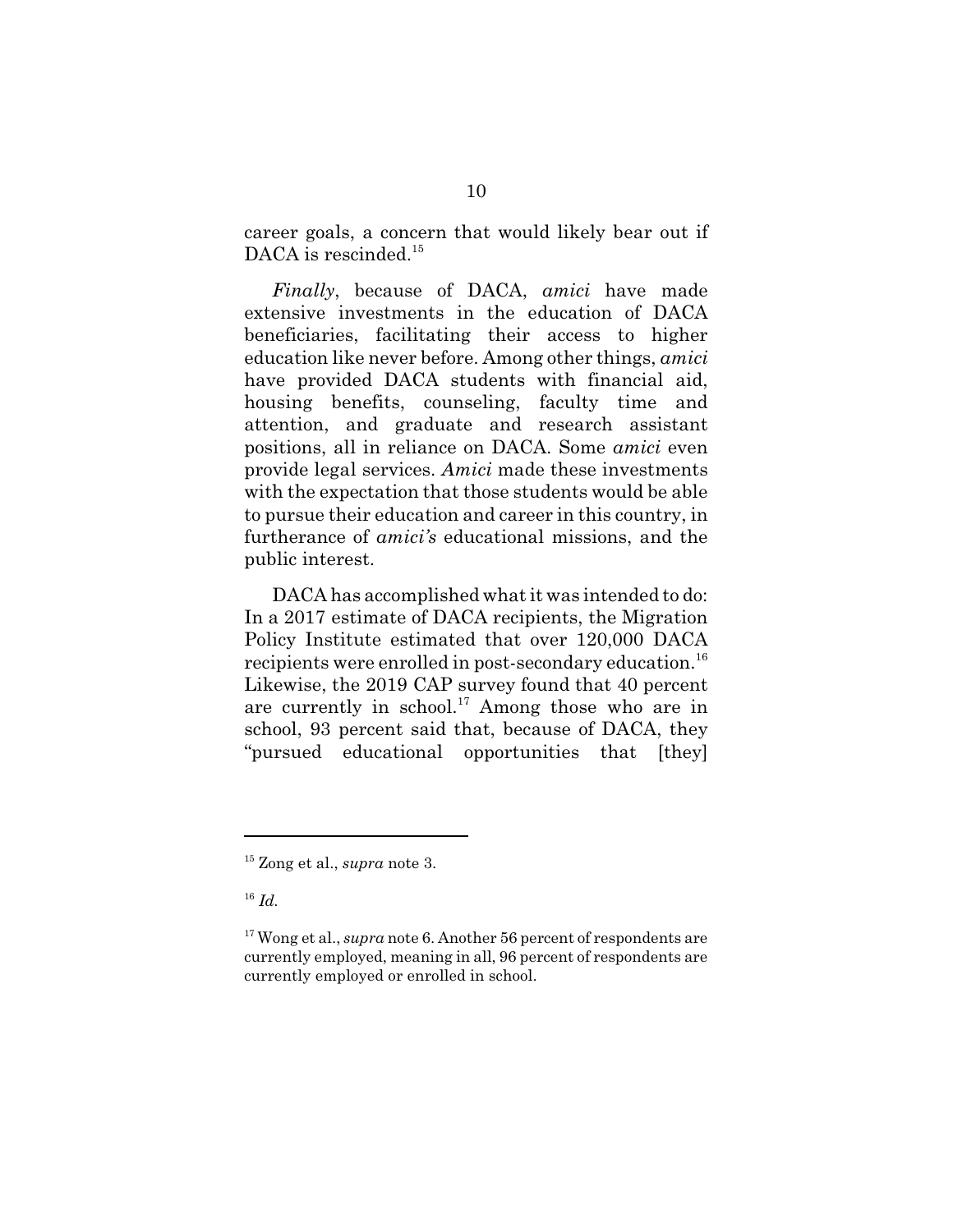career goals, a concern that would likely bear out if DACA is rescinded.[15]

*Finally*, because of DACA, *amici* have made extensive investments in the education of DACA beneficiaries, facilitating their access to higher education like never before. Among other things, *amici* have provided DACA students with financial aid, housing benefits, counseling, faculty time and attention, and graduate and research assistant positions, all in reliance on DACA. Some *amici* even provide legal services. *Amici* made these investments with the expectation that those students would be able to pursue their education and career in this country, in furtherance of *amici's* educational missions, and the public interest.

DACA has accomplished what it was intended to do: In a 2017 estimate of DACA recipients, the Migration Policy Institute estimated that over 120,000 DACA recipients were enrolled in post-secondary education.[16] Likewise, the 2019 CAP survey found that 40 percent are currently in school.[17] Among those who are in school, 93 percent said that, because of DACA, they "pursued educational opportunities that [they]

---

[15] Zong et al., *supra* note 3.

[16] *Id.*

[17] Wong et al., *supra* note 6. Another 56 percent of respondents are currently employed, meaning in all, 96 percent of respondents are currently employed or enrolled in school.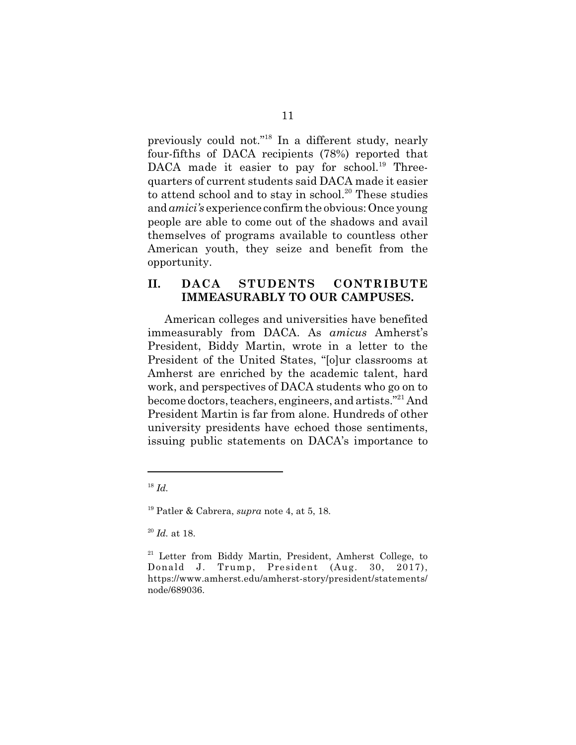previously could not."[18] In a different study, nearly four-fifths of DACA recipients (78%) reported that DACA made it easier to pay for school.[19] Three-quarters of current students said DACA made it easier to attend school and to stay in school.[20] These studies and *amici's* experience confirm the obvious: Once young people are able to come out of the shadows and avail themselves of programs available to countless other American youth, they seize and benefit from the opportunity.

## II. DACA STUDENTS CONTRIBUTE IMMEASURABLY TO OUR CAMPUSES.

American colleges and universities have benefited immeasurably from DACA. As *amicus* Amherst's President, Biddy Martin, wrote in a letter to the President of the United States, "[o]ur classrooms at Amherst are enriched by the academic talent, hard work, and perspectives of DACA students who go on to become doctors, teachers, engineers, and artists."[21] And President Martin is far from alone. Hundreds of other university presidents have echoed those sentiments, issuing public statements on DACA's importance to

---

[18] *Id.*

[19] Patler & Cabrera, *supra* note 4, at 5, 18.

[20] *Id.* at 18.

[21] Letter from Biddy Martin, President, Amherst College, to Donald J. Trump, President (Aug. 30, 2017), https://www.amherst.edu/amherst-story/president/statements/node/689036.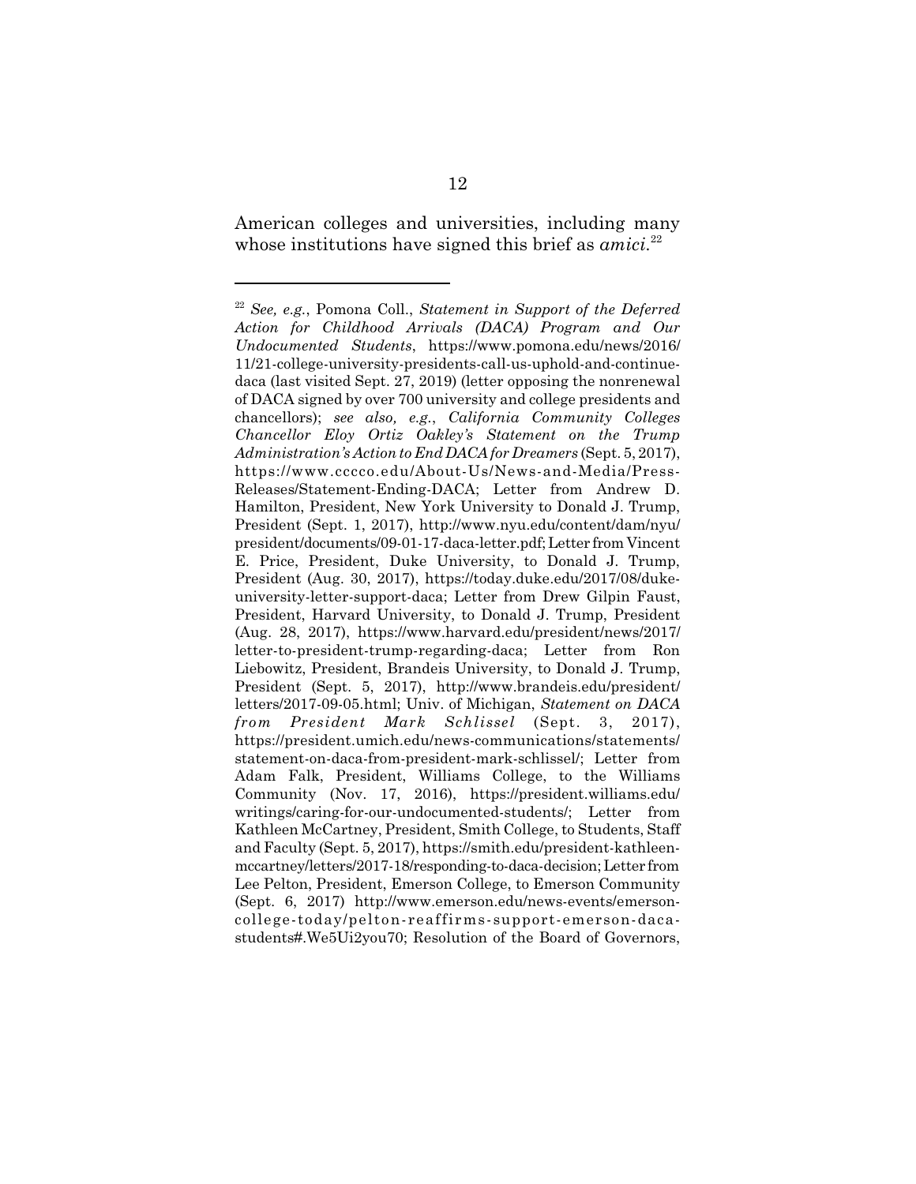American colleges and universities, including many whose institutions have signed this brief as *amici*.[22]

---

[22] *See, e.g.*, Pomona Coll., *Statement in Support of the Deferred Action for Childhood Arrivals (DACA) Program and Our Undocumented Students*, https://www.pomona.edu/news/2016/11/21-college-university-presidents-call-us-uphold-and-continue-daca (last visited Sept. 27, 2019) (letter opposing the nonrenewal of DACA signed by over 700 university and college presidents and chancellors); *see also, e.g.*, *California Community Colleges Chancellor Eloy Ortiz Oakley's Statement on the Trump Administration's Action to End DACA for Dreamers* (Sept. 5, 2017), https://www.cccco.edu/About-Us/News-and-Media/Press-Releases/Statement-Ending-DACA; Letter from Andrew D. Hamilton, President, New York University to Donald J. Trump, President (Sept. 1, 2017), http://www.nyu.edu/content/dam/nyu/president/documents/09-01-17-daca-letter.pdf; Letter from Vincent E. Price, President, Duke University, to Donald J. Trump, President (Aug. 30, 2017), https://today.duke.edu/2017/08/duke-university-letter-support-daca; Letter from Drew Gilpin Faust, President, Harvard University, to Donald J. Trump, President (Aug. 28, 2017), https://www.harvard.edu/president/news/2017/letter-to-president-trump-regarding-daca; Letter from Ron Liebowitz, President, Brandeis University, to Donald J. Trump, President (Sept. 5, 2017), http://www.brandeis.edu/president/letters/2017-09-05.html; Univ. of Michigan, *Statement on DACA from President Mark Schlissel* (Sept. 3, 2017), https://president.umich.edu/news-communications/statements/statement-on-daca-from-president-mark-schlissel/; Letter from Adam Falk, President, Williams College, to the Williams Community (Nov. 17, 2016), https://president.williams.edu/writings/caring-for-our-undocumented-students/; Letter from Kathleen McCartney, President, Smith College, to Students, Staff and Faculty (Sept. 5, 2017), https://smith.edu/president-kathleen-mccartney/letters/2017-18/responding-to-daca-decision; Letter from Lee Pelton, President, Emerson College, to Emerson Community (Sept. 6, 2017) http://www.emerson.edu/news-events/emerson-college-today/pelton-reaffirms-support-emerson-daca-students#.We5Ui2you70; Resolution of the Board of Governors,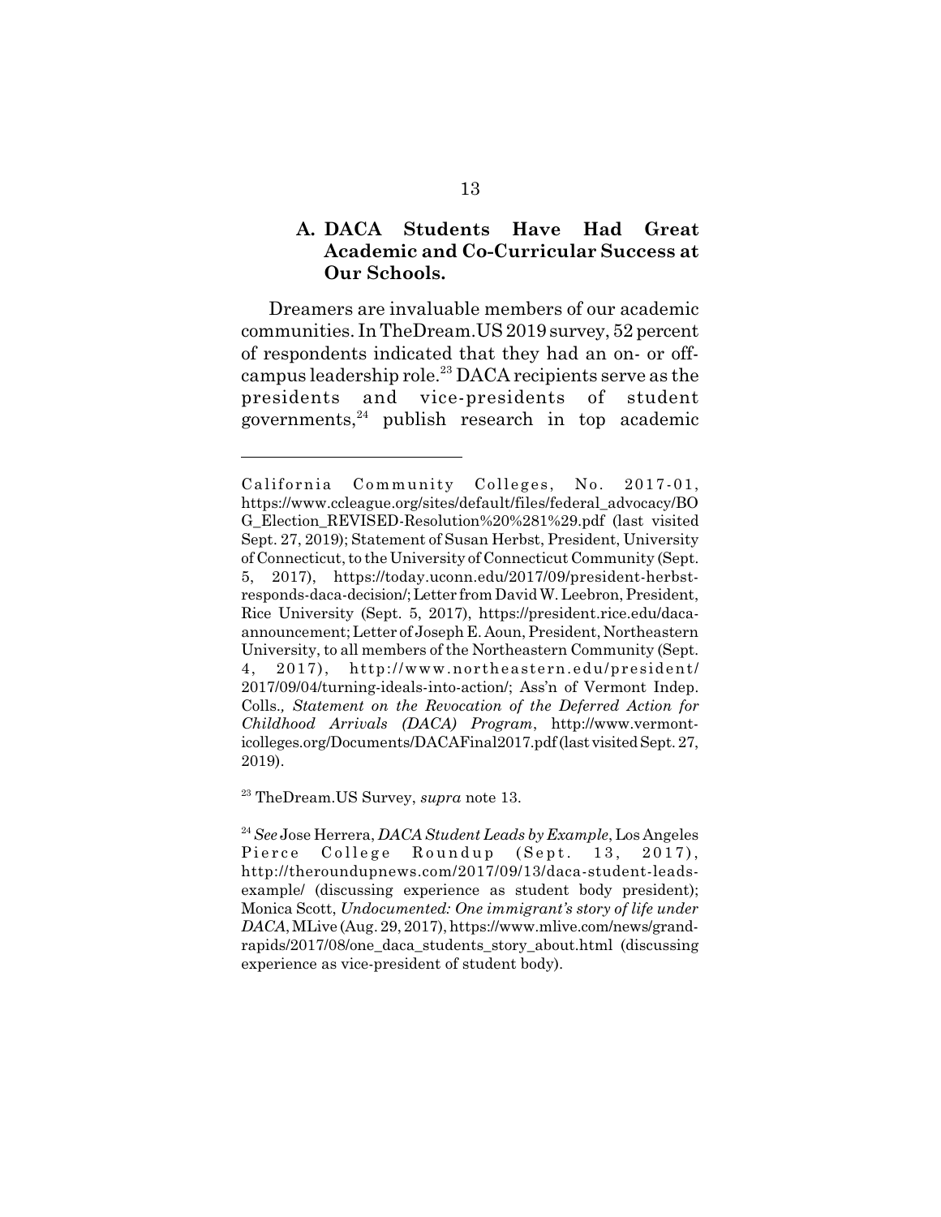### A. DACA Students Have Had Great Academic and Co-Curricular Success at Our Schools.

Dreamers are invaluable members of our academic communities. In TheDream.US 2019 survey, 52 percent of respondents indicated that they had an on- or off-campus leadership role.[23] DACA recipients serve as the presidents and vice-presidents of student governments,[24] publish research in top academic

---

California Community Colleges, No. 2017-01, https://www.ccleague.org/sites/default/files/federal_advocacy/BOG_Election_REVISED-Resolution%20%281%29.pdf (last visited Sept. 27, 2019); Statement of Susan Herbst, President, University of Connecticut, to the University of Connecticut Community (Sept. 5, 2017), https://today.uconn.edu/2017/09/president-herbst-responds-daca-decision/; Letter from David W. Leebron, President, Rice University (Sept. 5, 2017), https://president.rice.edu/daca-announcement; Letter of Joseph E. Aoun, President, Northeastern University, to all members of the Northeastern Community (Sept. 4, 2017), http://www.northeastern.edu/president/2017/09/04/turning-ideals-into-action/; Ass'n of Vermont Indep. Colls., *Statement on the Revocation of the Deferred Action for Childhood Arrivals (DACA) Program*, http://www.vermont-icolleges.org/Documents/DACAFinal2017.pdf (last visited Sept. 27, 2019).

[23] TheDream.US Survey, *supra* note 13.

[24] *See* Jose Herrera, *DACA Student Leads by Example*, Los Angeles Pierce College Roundup (Sept. 13, 2017), http://theroundupnews.com/2017/09/13/daca-student-leads-example/ (discussing experience as student body president); Monica Scott, *Undocumented: One immigrant's story of life under DACA*, MLive (Aug. 29, 2017), https://www.mlive.com/news/grand-rapids/2017/08/one_daca_students_story_about.html (discussing experience as vice-president of student body).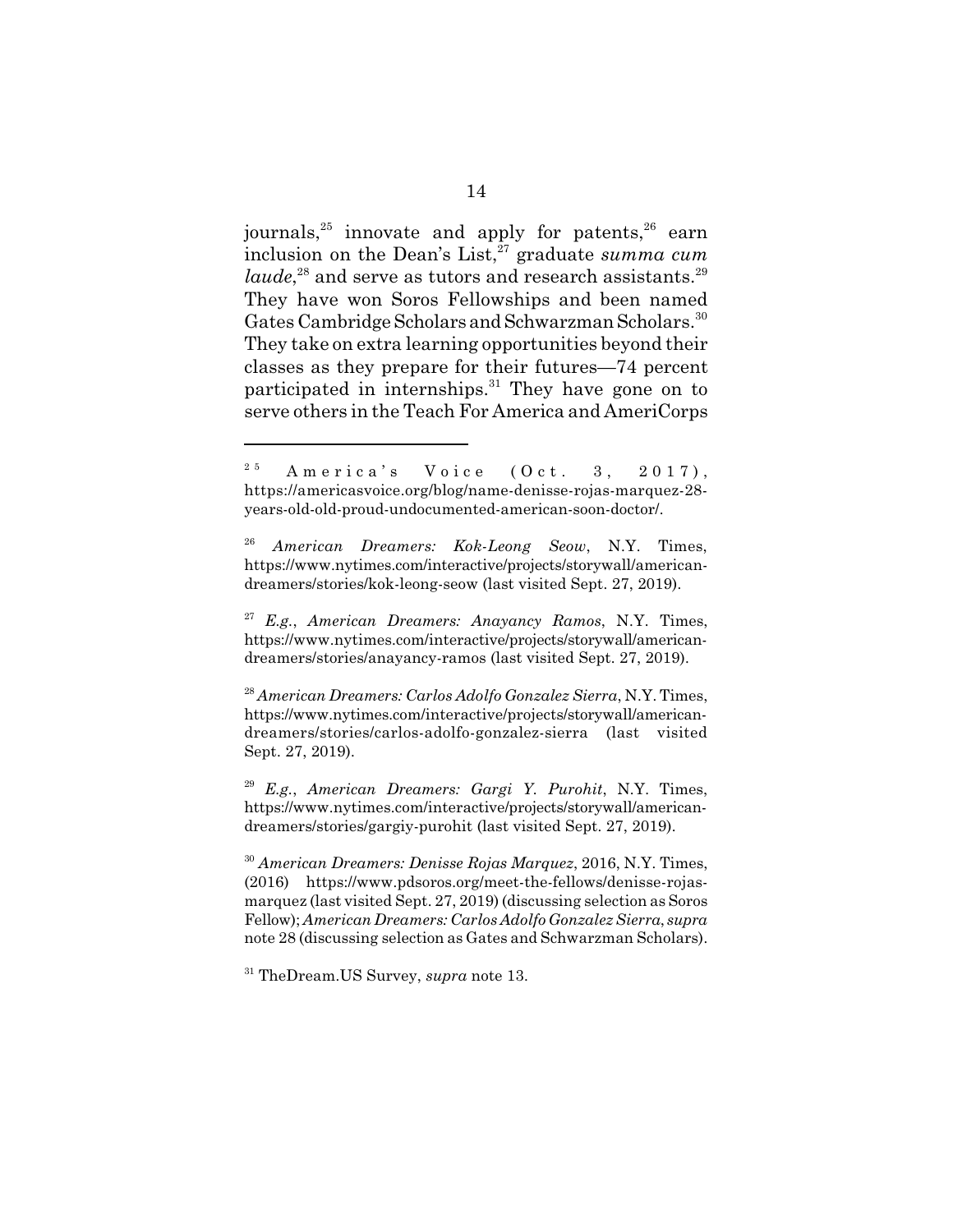journals,[25] innovate and apply for patents,[26] earn inclusion on the Dean's List,[27] graduate *summa cum laude*,[28] and serve as tutors and research assistants.[29] They have won Soros Fellowships and been named Gates Cambridge Scholars and Schwarzman Scholars.[30] They take on extra learning opportunities beyond their classes as they prepare for their futures—74 percent participated in internships.[31] They have gone on to serve others in the Teach For America and AmeriCorps

---

[25] America's Voice (Oct. 3, 2017), https://americasvoice.org/blog/name-denisse-rojas-marquez-28-years-old-old-proud-undocumented-american-soon-doctor/.

[26] *American Dreamers: Kok-Leong Seow*, N.Y. Times, https://www.nytimes.com/interactive/projects/storywall/american-dreamers/stories/kok-leong-seow (last visited Sept. 27, 2019).

[27] *E.g.*, *American Dreamers: Anayancy Ramos*, N.Y. Times, https://www.nytimes.com/interactive/projects/storywall/american-dreamers/stories/anayancy-ramos (last visited Sept. 27, 2019).

[28] *American Dreamers: Carlos Adolfo Gonzalez Sierra*, N.Y. Times, https://www.nytimes.com/interactive/projects/storywall/american-dreamers/stories/carlos-adolfo-gonzalez-sierra (last visited Sept. 27, 2019).

[29] *E.g.*, *American Dreamers: Gargi Y. Purohit*, N.Y. Times, https://www.nytimes.com/interactive/projects/storywall/american-dreamers/stories/gargiy-purohit (last visited Sept. 27, 2019).

[30] *American Dreamers: Denisse Rojas Marquez*, 2016, N.Y. Times, (2016) https://www.pdsoros.org/meet-the-fellows/denisse-rojas-marquez (last visited Sept. 27, 2019) (discussing selection as Soros Fellow); *American Dreamers: Carlos Adolfo Gonzalez Sierra*, *supra* note 28 (discussing selection as Gates and Schwarzman Scholars).

[31] TheDream.US Survey, *supra* note 13.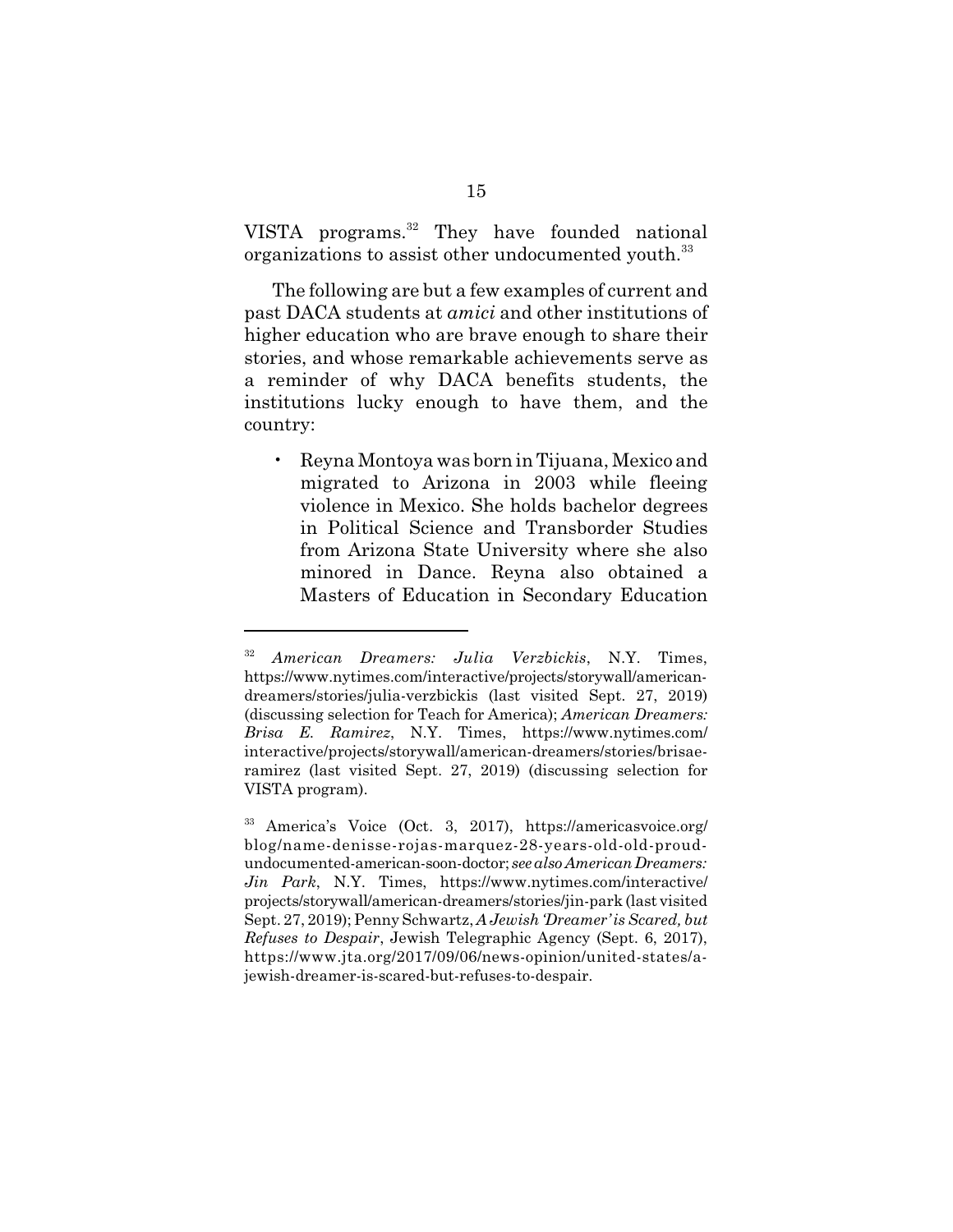VISTA programs.[32] They have founded national organizations to assist other undocumented youth.[33]

The following are but a few examples of current and past DACA students at *amici* and other institutions of higher education who are brave enough to share their stories, and whose remarkable achievements serve as a reminder of why DACA benefits students, the institutions lucky enough to have them, and the country:

- Reyna Montoya was born in Tijuana, Mexico and migrated to Arizona in 2003 while fleeing violence in Mexico. She holds bachelor degrees in Political Science and Transborder Studies from Arizona State University where she also minored in Dance. Reyna also obtained a Masters of Education in Secondary Education

---

[32] *American Dreamers: Julia Verzbickis*, N.Y. Times, https://www.nytimes.com/interactive/projects/storywall/american-dreamers/stories/julia-verzbickis (last visited Sept. 27, 2019) (discussing selection for Teach for America); *American Dreamers: Brisa E. Ramirez*, N.Y. Times, https://www.nytimes.com/interactive/projects/storywall/american-dreamers/stories/brisae-ramirez (last visited Sept. 27, 2019) (discussing selection for VISTA program).

[33] America's Voice (Oct. 3, 2017), https://americasvoice.org/blog/name-denisse-rojas-marquez-28-years-old-old-proud-undocumented-american-soon-doctor; *see also American Dreamers: Jin Park*, N.Y. Times, https://www.nytimes.com/interactive/projects/storywall/american-dreamers/stories/jin-park (last visited Sept. 27, 2019); Penny Schwartz, *A Jewish 'Dreamer' is Scared, but Refuses to Despair*, Jewish Telegraphic Agency (Sept. 6, 2017), https://www.jta.org/2017/09/06/news-opinion/united-states/a-jewish-dreamer-is-scared-but-refuses-to-despair.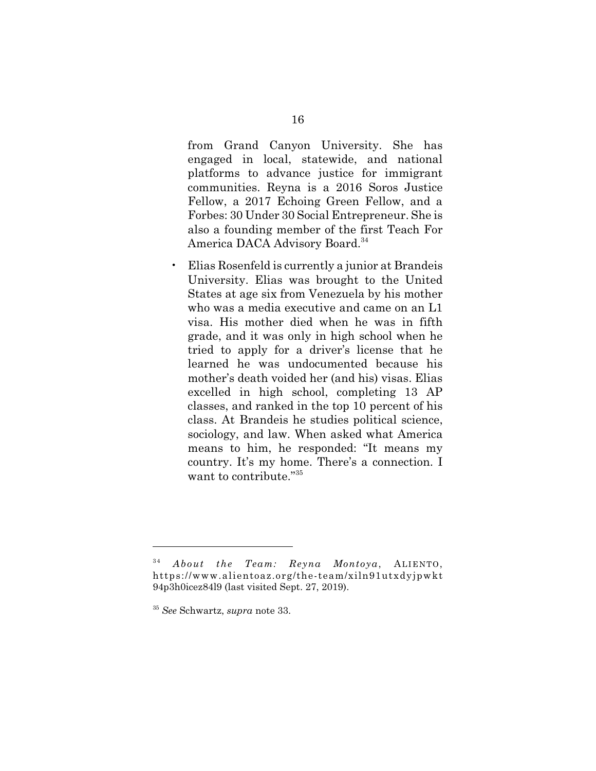from Grand Canyon University. She has engaged in local, statewide, and national platforms to advance justice for immigrant communities. Reyna is a 2016 Soros Justice Fellow, a 2017 Echoing Green Fellow, and a Forbes: 30 Under 30 Social Entrepreneur. She is also a founding member of the first Teach For America DACA Advisory Board.[34]

- Elias Rosenfeld is currently a junior at Brandeis University. Elias was brought to the United States at age six from Venezuela by his mother who was a media executive and came on an L1 visa. His mother died when he was in fifth grade, and it was only in high school when he tried to apply for a driver's license that he learned he was undocumented because his mother's death voided her (and his) visas. Elias excelled in high school, completing 13 AP classes, and ranked in the top 10 percent of his class. At Brandeis he studies political science, sociology, and law. When asked what America means to him, he responded: "It means my country. It's my home. There's a connection. I want to contribute."[35]

---

[34] *About the Team: Reyna Montoya*, ALIENTO, https://www.alientoaz.org/the-team/xiln91utxdyjpwkt94p3h0icez84l9 (last visited Sept. 27, 2019).

[35] *See* Schwartz, *supra* note 33.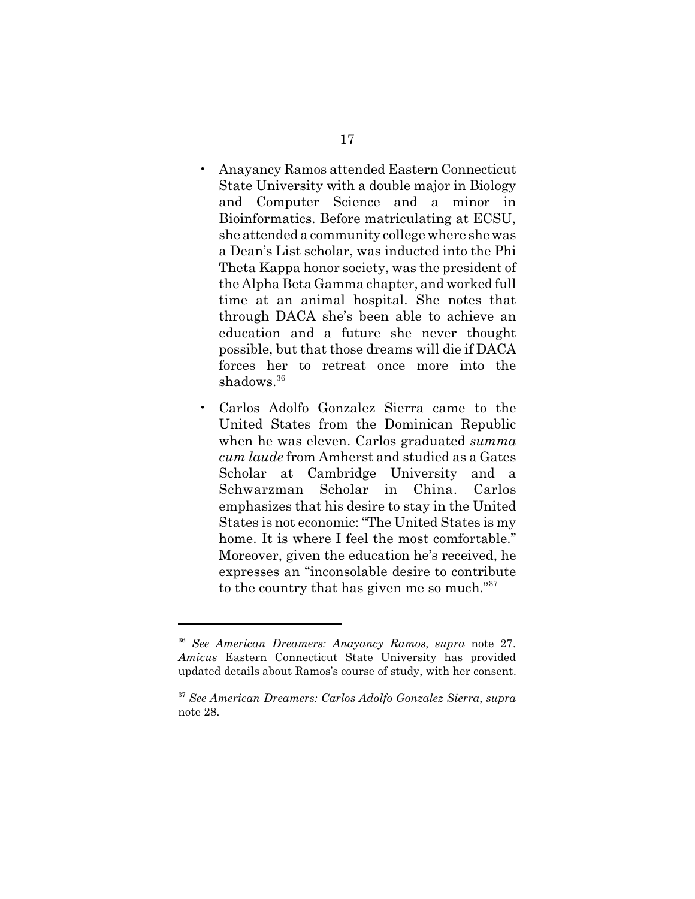- Anayancy Ramos attended Eastern Connecticut State University with a double major in Biology and Computer Science and a minor in Bioinformatics. Before matriculating at ECSU, she attended a community college where she was a Dean's List scholar, was inducted into the Phi Theta Kappa honor society, was the president of the Alpha Beta Gamma chapter, and worked full time at an animal hospital. She notes that through DACA she's been able to achieve an education and a future she never thought possible, but that those dreams will die if DACA forces her to retreat once more into the shadows.[36]

- Carlos Adolfo Gonzalez Sierra came to the United States from the Dominican Republic when he was eleven. Carlos graduated *summa cum laude* from Amherst and studied as a Gates Scholar at Cambridge University and a Schwarzman Scholar in China. Carlos emphasizes that his desire to stay in the United States is not economic: "The United States is my home. It is where I feel the most comfortable." Moreover, given the education he's received, he expresses an "inconsolable desire to contribute to the country that has given me so much."[37]

---

[36] *See American Dreamers: Anayancy Ramos*, *supra* note 27. *Amicus* Eastern Connecticut State University has provided updated details about Ramos's course of study, with her consent.

[37] *See American Dreamers: Carlos Adolfo Gonzalez Sierra*, *supra* note 28.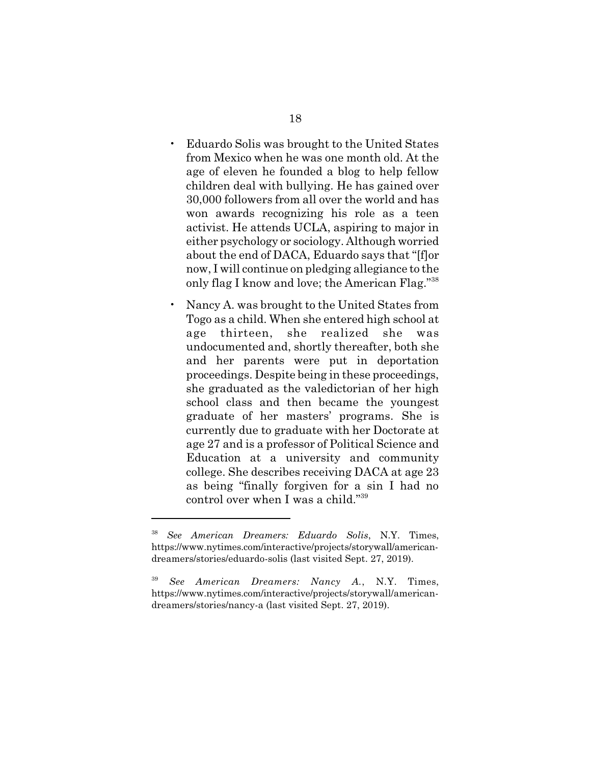- Eduardo Solis was brought to the United States from Mexico when he was one month old. At the age of eleven he founded a blog to help fellow children deal with bullying. He has gained over 30,000 followers from all over the world and has won awards recognizing his role as a teen activist. He attends UCLA, aspiring to major in either psychology or sociology. Although worried about the end of DACA, Eduardo says that "[f]or now, I will continue on pledging allegiance to the only flag I know and love; the American Flag."[38]

- Nancy A. was brought to the United States from Togo as a child. When she entered high school at age thirteen, she realized she was undocumented and, shortly thereafter, both she and her parents were put in deportation proceedings. Despite being in these proceedings, she graduated as the valedictorian of her high school class and then became the youngest graduate of her masters' programs. She is currently due to graduate with her Doctorate at age 27 and is a professor of Political Science and Education at a university and community college. She describes receiving DACA at age 23 as being "finally forgiven for a sin I had no control over when I was a child."[39]

---

[38] *See American Dreamers: Eduardo Solis*, N.Y. Times, https://www.nytimes.com/interactive/projects/storywall/american-dreamers/stories/eduardo-solis (last visited Sept. 27, 2019).

[39] *See American Dreamers: Nancy A.*, N.Y. Times, https://www.nytimes.com/interactive/projects/storywall/american-dreamers/stories/nancy-a (last visited Sept. 27, 2019).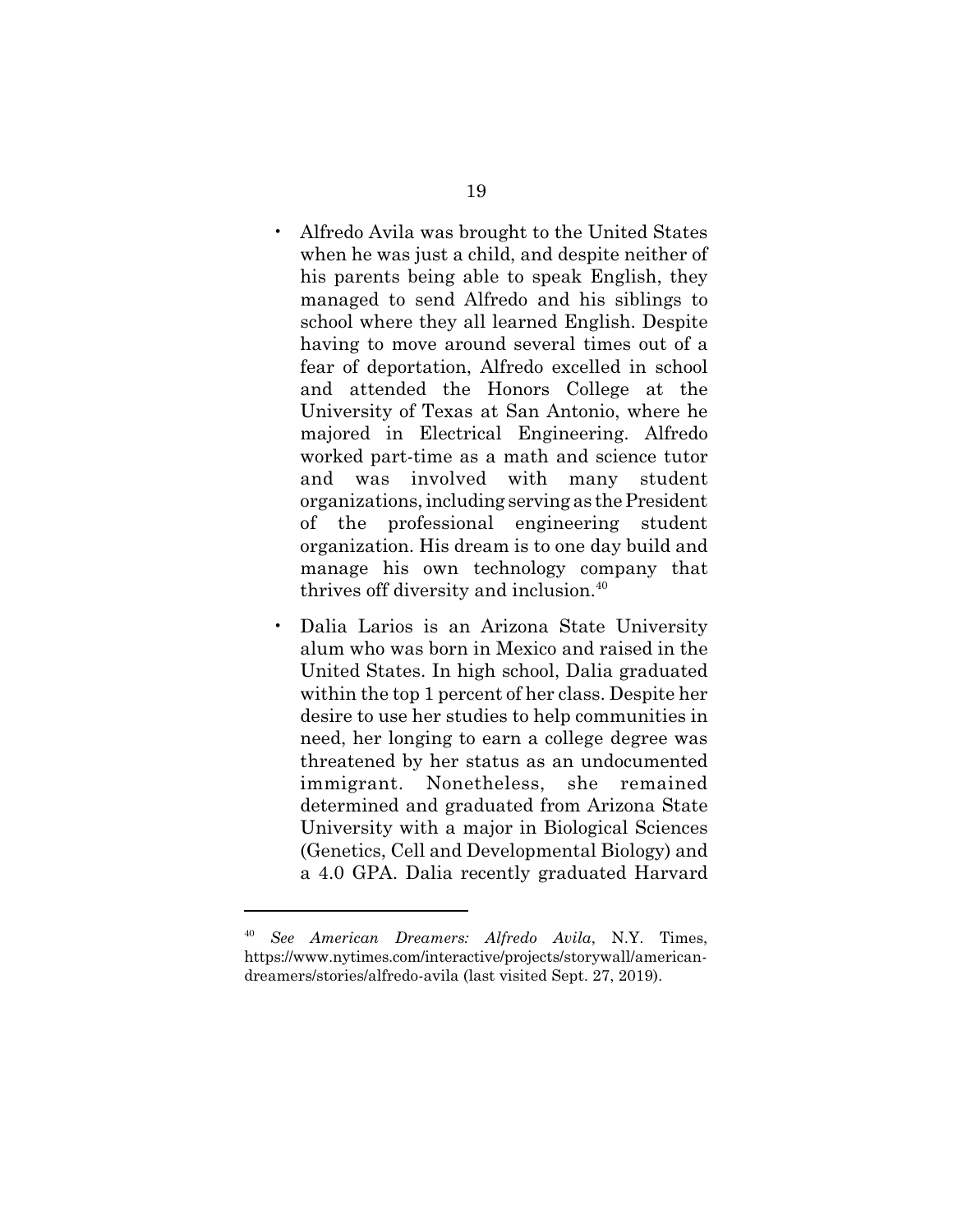- Alfredo Avila was brought to the United States when he was just a child, and despite neither of his parents being able to speak English, they managed to send Alfredo and his siblings to school where they all learned English. Despite having to move around several times out of a fear of deportation, Alfredo excelled in school and attended the Honors College at the University of Texas at San Antonio, where he majored in Electrical Engineering. Alfredo worked part-time as a math and science tutor and was involved with many student organizations, including serving as the President of the professional engineering student organization. His dream is to one day build and manage his own technology company that thrives off diversity and inclusion.[40]

- Dalia Larios is an Arizona State University alum who was born in Mexico and raised in the United States. In high school, Dalia graduated within the top 1 percent of her class. Despite her desire to use her studies to help communities in need, her longing to earn a college degree was threatened by her status as an undocumented immigrant. Nonetheless, she remained determined and graduated from Arizona State University with a major in Biological Sciences (Genetics, Cell and Developmental Biology) and a 4.0 GPA. Dalia recently graduated Harvard

---

[40] *See American Dreamers: Alfredo Avila*, N.Y. Times, https://www.nytimes.com/interactive/projects/storywall/american-dreamers/stories/alfredo-avila (last visited Sept. 27, 2019).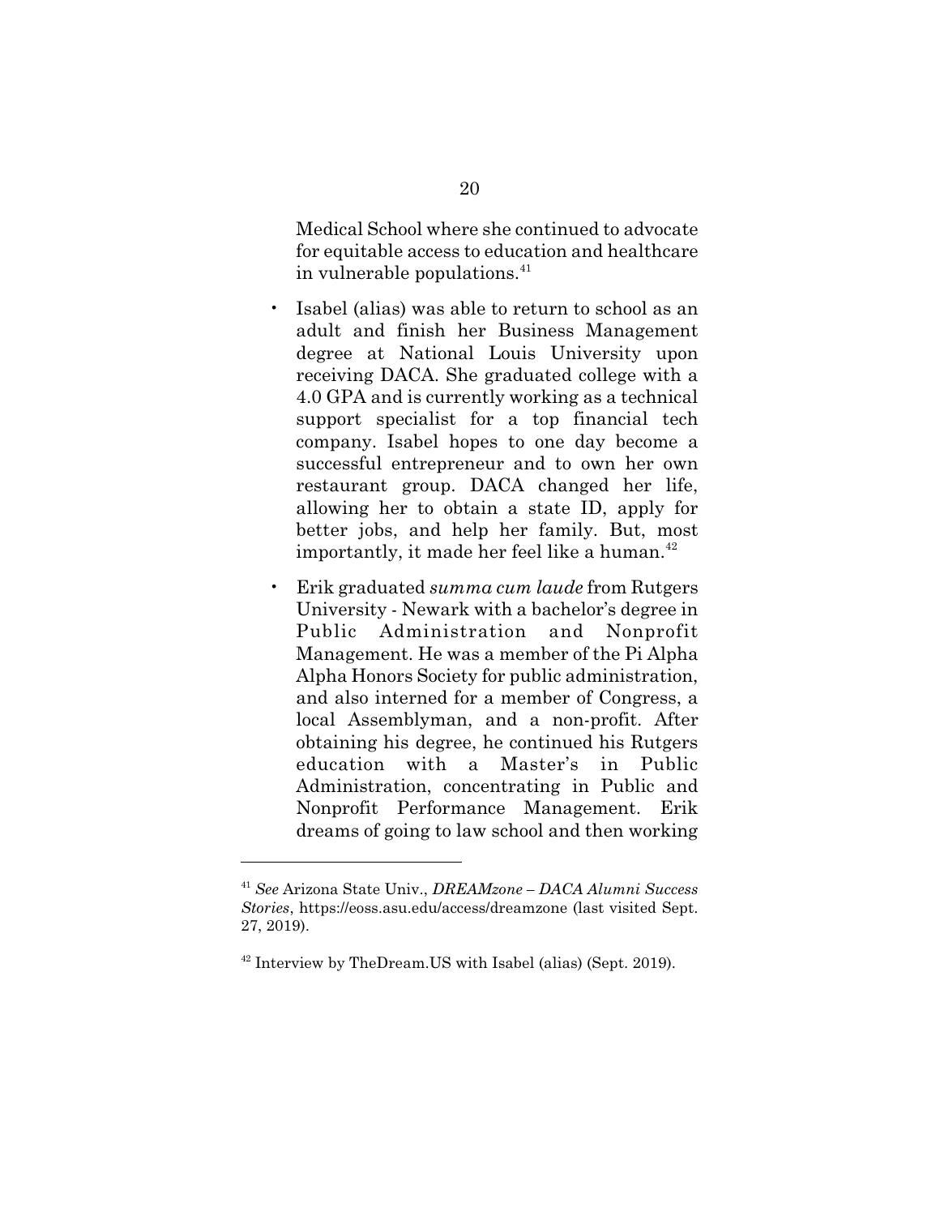Medical School where she continued to advocate for equitable access to education and healthcare in vulnerable populations.[41]

- Isabel (alias) was able to return to school as an adult and finish her Business Management degree at National Louis University upon receiving DACA. She graduated college with a 4.0 GPA and is currently working as a technical support specialist for a top financial tech company. Isabel hopes to one day become a successful entrepreneur and to own her own restaurant group. DACA changed her life, allowing her to obtain a state ID, apply for better jobs, and help her family. But, most importantly, it made her feel like a human.[42]

- Erik graduated *summa cum laude* from Rutgers University - Newark with a bachelor's degree in Public Administration and Nonprofit Management. He was a member of the Pi Alpha Alpha Honors Society for public administration, and also interned for a member of Congress, a local Assemblyman, and a non-profit. After obtaining his degree, he continued his Rutgers education with a Master's in Public Administration, concentrating in Public and Nonprofit Performance Management. Erik dreams of going to law school and then working

---

[41] *See* Arizona State Univ., *DREAMzone – DACA Alumni Success Stories*, https://eoss.asu.edu/access/dreamzone (last visited Sept. 27, 2019).

[42] Interview by TheDream.US with Isabel (alias) (Sept. 2019).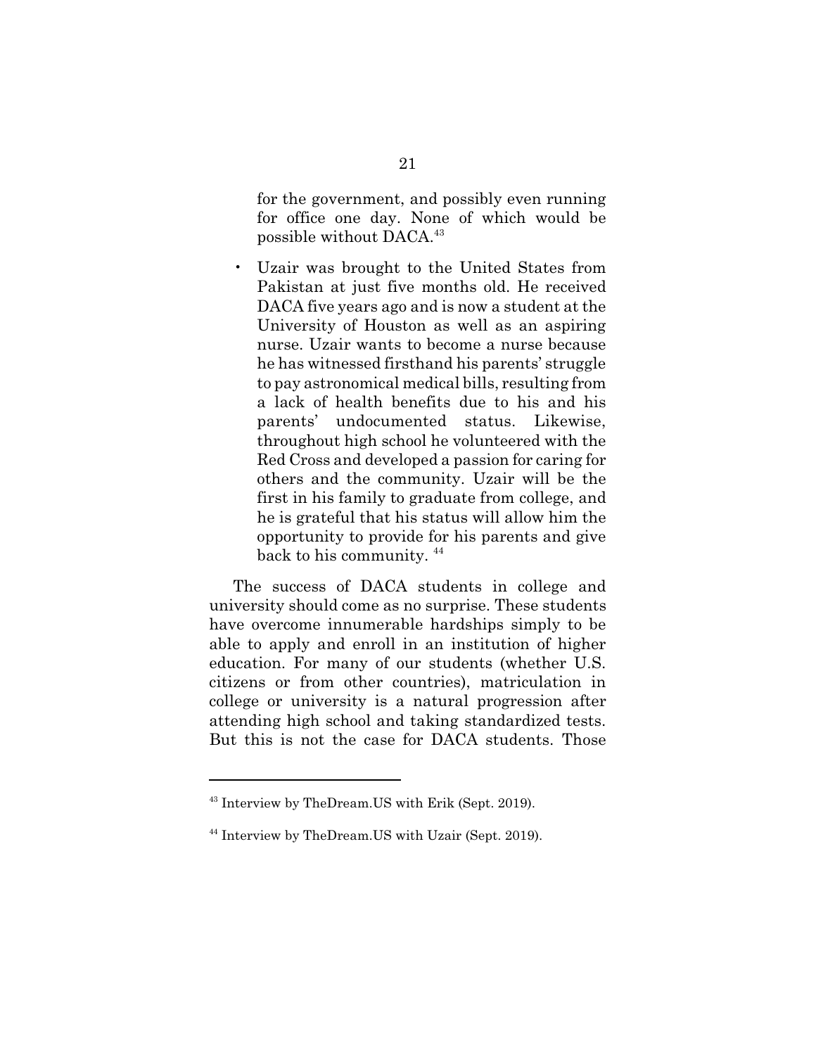for the government, and possibly even running for office one day. None of which would be possible without DACA.[43]

- Uzair was brought to the United States from Pakistan at just five months old. He received DACA five years ago and is now a student at the University of Houston as well as an aspiring nurse. Uzair wants to become a nurse because he has witnessed firsthand his parents' struggle to pay astronomical medical bills, resulting from a lack of health benefits due to his and his parents' undocumented status. Likewise, throughout high school he volunteered with the Red Cross and developed a passion for caring for others and the community. Uzair will be the first in his family to graduate from college, and he is grateful that his status will allow him the opportunity to provide for his parents and give back to his community. [44]

The success of DACA students in college and university should come as no surprise. These students have overcome innumerable hardships simply to be able to apply and enroll in an institution of higher education. For many of our students (whether U.S. citizens or from other countries), matriculation in college or university is a natural progression after attending high school and taking standardized tests. But this is not the case for DACA students. Those

---

[43] Interview by TheDream.US with Erik (Sept. 2019).

[44] Interview by TheDream.US with Uzair (Sept. 2019).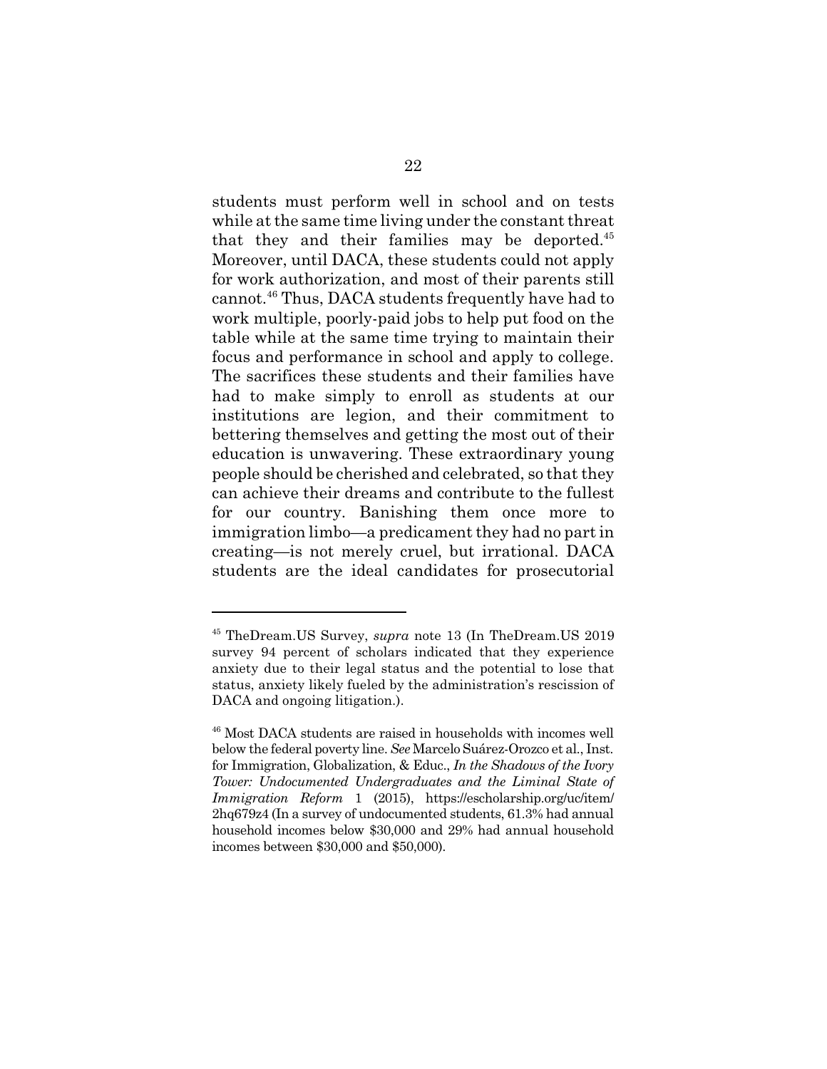students must perform well in school and on tests while at the same time living under the constant threat that they and their families may be deported.[45] Moreover, until DACA, these students could not apply for work authorization, and most of their parents still cannot.[46] Thus, DACA students frequently have had to work multiple, poorly-paid jobs to help put food on the table while at the same time trying to maintain their focus and performance in school and apply to college. The sacrifices these students and their families have had to make simply to enroll as students at our institutions are legion, and their commitment to bettering themselves and getting the most out of their education is unwavering. These extraordinary young people should be cherished and celebrated, so that they can achieve their dreams and contribute to the fullest for our country. Banishing them once more to immigration limbo—a predicament they had no part in creating—is not merely cruel, but irrational. DACA students are the ideal candidates for prosecutorial

---

[45] TheDream.US Survey, *supra* note 13 (In TheDream.US 2019 survey 94 percent of scholars indicated that they experience anxiety due to their legal status and the potential to lose that status, anxiety likely fueled by the administration's rescission of DACA and ongoing litigation.).

[46] Most DACA students are raised in households with incomes well below the federal poverty line. *See* Marcelo Suárez-Orozco et al., Inst. for Immigration, Globalization, & Educ., *In the Shadows of the Ivory Tower: Undocumented Undergraduates and the Liminal State of Immigration Reform* 1 (2015), https://escholarship.org/uc/item/2hq679z4 (In a survey of undocumented students, 61.3% had annual household incomes below $30,000 and 29% had annual household incomes between $30,000 and $50,000).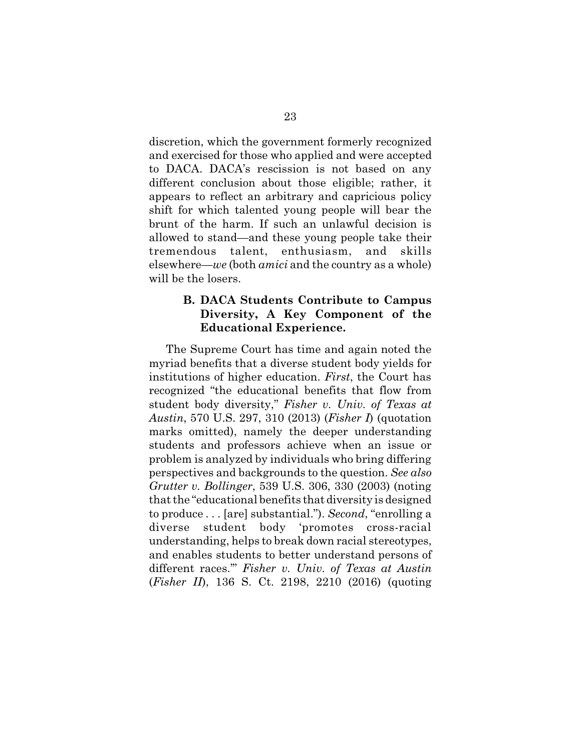discretion, which the government formerly recognized and exercised for those who applied and were accepted to DACA. DACA's rescission is not based on any different conclusion about those eligible; rather, it appears to reflect an arbitrary and capricious policy shift for which talented young people will bear the brunt of the harm. If such an unlawful decision is allowed to stand—and these young people take their tremendous talent, enthusiasm, and skills elsewhere—*we* (both *amici* and the country as a whole) will be the losers.

### B. DACA Students Contribute to Campus Diversity, A Key Component of the Educational Experience.

The Supreme Court has time and again noted the myriad benefits that a diverse student body yields for institutions of higher education. *First*, the Court has recognized "the educational benefits that flow from student body diversity," *Fisher v. Univ. of Texas at Austin*, 570 U.S. 297, 310 (2013) (*Fisher I*) (quotation marks omitted), namely the deeper understanding students and professors achieve when an issue or problem is analyzed by individuals who bring differing perspectives and backgrounds to the question. *See also Grutter v. Bollinger*, 539 U.S. 306, 330 (2003) (noting that the "educational benefits that diversity is designed to produce . . . [are] substantial."). *Second*, "enrolling a diverse student body 'promotes cross-racial understanding, helps to break down racial stereotypes, and enables students to better understand persons of different races.'" *Fisher v. Univ. of Texas at Austin* (*Fisher II*), 136 S. Ct. 2198, 2210 (2016) (quoting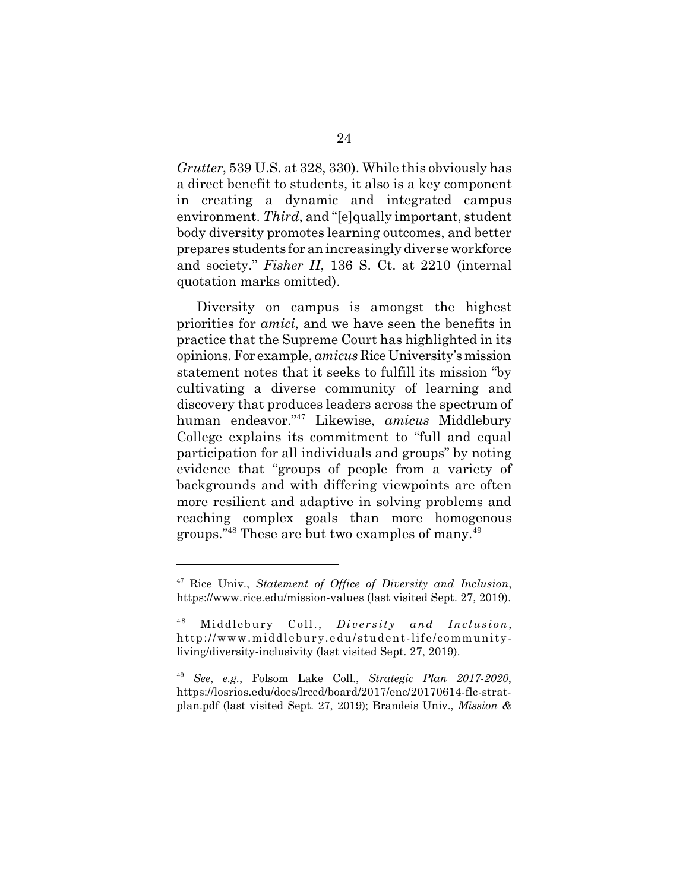*Grutter*, 539 U.S. at 328, 330). While this obviously has a direct benefit to students, it also is a key component in creating a dynamic and integrated campus environment. *Third*, and "[e]qually important, student body diversity promotes learning outcomes, and better prepares students for an increasingly diverse workforce and society." *Fisher II*, 136 S. Ct. at 2210 (internal quotation marks omitted).

Diversity on campus is amongst the highest priorities for *amici*, and we have seen the benefits in practice that the Supreme Court has highlighted in its opinions. For example, *amicus* Rice University's mission statement notes that it seeks to fulfill its mission "by cultivating a diverse community of learning and discovery that produces leaders across the spectrum of human endeavor."[47] Likewise, *amicus* Middlebury College explains its commitment to "full and equal participation for all individuals and groups" by noting evidence that "groups of people from a variety of backgrounds and with differing viewpoints are often more resilient and adaptive in solving problems and reaching complex goals than more homogenous groups."[48] These are but two examples of many.[49]

---

[47] Rice Univ., *Statement of Office of Diversity and Inclusion*, https://www.rice.edu/mission-values (last visited Sept. 27, 2019).

[48] Middlebury Coll., *Diversity and Inclusion*, http://www.middlebury.edu/student-life/community-living/diversity-inclusivity (last visited Sept. 27, 2019).

[49] *See, e.g.*, Folsom Lake Coll., *Strategic Plan 2017-2020*, https://losrios.edu/docs/lrccd/board/2017/enc/20170614-flc-strat-plan.pdf (last visited Sept. 27, 2019); Brandeis Univ., *Mission &*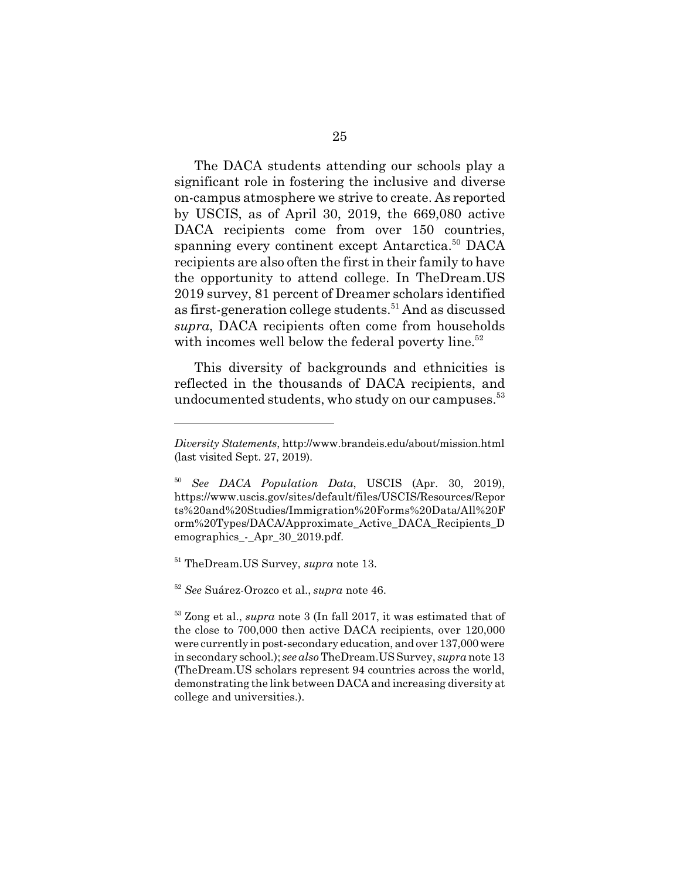The DACA students attending our schools play a significant role in fostering the inclusive and diverse on-campus atmosphere we strive to create. As reported by USCIS, as of April 30, 2019, the 669,080 active DACA recipients come from over 150 countries, spanning every continent except Antarctica.[50] DACA recipients are also often the first in their family to have the opportunity to attend college. In TheDream.US 2019 survey, 81 percent of Dreamer scholars identified as first-generation college students.[51] And as discussed *supra*, DACA recipients often come from households with incomes well below the federal poverty line.[52]

This diversity of backgrounds and ethnicities is reflected in the thousands of DACA recipients, and undocumented students, who study on our campuses.[53]

---

*Diversity Statements*, http://www.brandeis.edu/about/mission.html (last visited Sept. 27, 2019).

[50] *See DACA Population Data*, USCIS (Apr. 30, 2019), https://www.uscis.gov/sites/default/files/USCIS/Resources/Reports%20and%20Studies/Immigration%20Forms%20Data/All%20Form%20Types/DACA/Approximate_Active_DACA_Recipients_Demographics_-_Apr_30_2019.pdf.

[51] TheDream.US Survey, *supra* note 13.

[52] *See* Suárez-Orozco et al., *supra* note 46.

[53] Zong et al., *supra* note 3 (In fall 2017, it was estimated that of the close to 700,000 then active DACA recipients, over 120,000 were currently in post-secondary education, and over 137,000 were in secondary school.); *see also* TheDream.US Survey, *supra* note 13 (TheDream.US scholars represent 94 countries across the world, demonstrating the link between DACA and increasing diversity at college and universities.).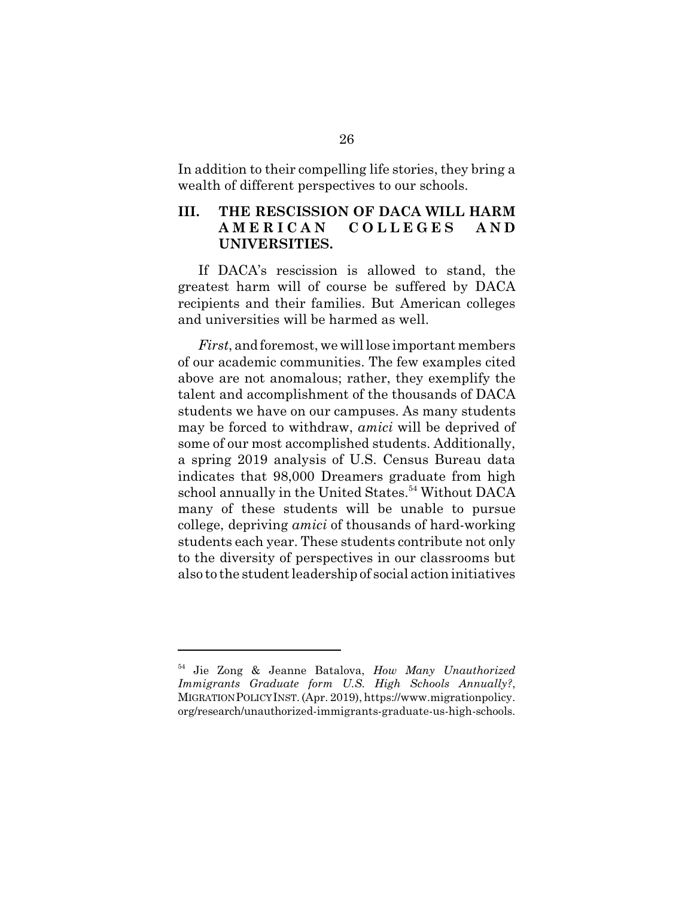In addition to their compelling life stories, they bring a wealth of different perspectives to our schools.

## III. THE RESCISSION OF DACA WILL HARM AMERICAN COLLEGES AND UNIVERSITIES.

If DACA's rescission is allowed to stand, the greatest harm will of course be suffered by DACA recipients and their families. But American colleges and universities will be harmed as well.

*First*, and foremost, we will lose important members of our academic communities. The few examples cited above are not anomalous; rather, they exemplify the talent and accomplishment of the thousands of DACA students we have on our campuses. As many students may be forced to withdraw, *amici* will be deprived of some of our most accomplished students. Additionally, a spring 2019 analysis of U.S. Census Bureau data indicates that 98,000 Dreamers graduate from high school annually in the United States.[54] Without DACA many of these students will be unable to pursue college, depriving *amici* of thousands of hard-working students each year. These students contribute not only to the diversity of perspectives in our classrooms but also to the student leadership of social action initiatives

---

[54] Jie Zong & Jeanne Batalova, *How Many Unauthorized Immigrants Graduate form U.S. High Schools Annually?*, MIGRATION POLICY INST. (Apr. 2019), https://www.migrationpolicy.org/research/unauthorized-immigrants-graduate-us-high-schools.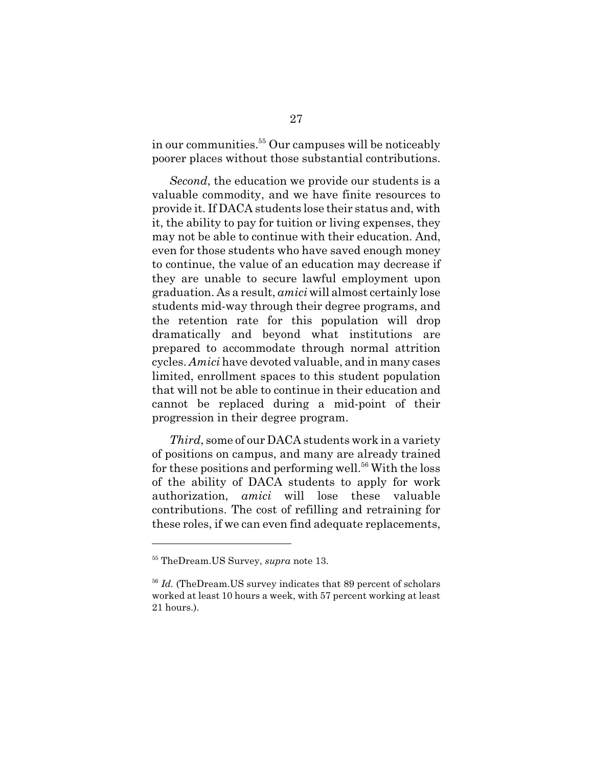in our communities.[55] Our campuses will be noticeably poorer places without those substantial contributions.

*Second*, the education we provide our students is a valuable commodity, and we have finite resources to provide it. If DACA students lose their status and, with it, the ability to pay for tuition or living expenses, they may not be able to continue with their education. And, even for those students who have saved enough money to continue, the value of an education may decrease if they are unable to secure lawful employment upon graduation. As a result, *amici* will almost certainly lose students mid-way through their degree programs, and the retention rate for this population will drop dramatically and beyond what institutions are prepared to accommodate through normal attrition cycles. *Amici* have devoted valuable, and in many cases limited, enrollment spaces to this student population that will not be able to continue in their education and cannot be replaced during a mid-point of their progression in their degree program.

*Third*, some of our DACA students work in a variety of positions on campus, and many are already trained for these positions and performing well.[56] With the loss of the ability of DACA students to apply for work authorization, *amici* will lose these valuable contributions. The cost of refilling and retraining for these roles, if we can even find adequate replacements,

---

[55] TheDream.US Survey, *supra* note 13.

[56] *Id.* (TheDream.US survey indicates that 89 percent of scholars worked at least 10 hours a week, with 57 percent working at least 21 hours.).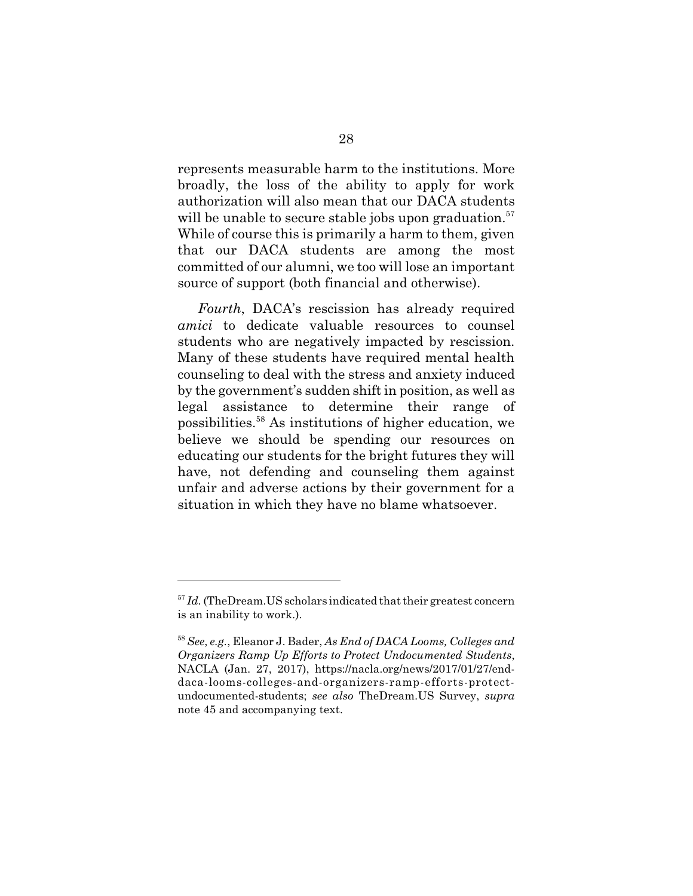represents measurable harm to the institutions. More broadly, the loss of the ability to apply for work authorization will also mean that our DACA students will be unable to secure stable jobs upon graduation.[57] While of course this is primarily a harm to them, given that our DACA students are among the most committed of our alumni, we too will lose an important source of support (both financial and otherwise).

*Fourth*, DACA's rescission has already required *amici* to dedicate valuable resources to counsel students who are negatively impacted by rescission. Many of these students have required mental health counseling to deal with the stress and anxiety induced by the government's sudden shift in position, as well as legal assistance to determine their range of possibilities.[58] As institutions of higher education, we believe we should be spending our resources on educating our students for the bright futures they will have, not defending and counseling them against unfair and adverse actions by their government for a situation in which they have no blame whatsoever.

---

[57] *Id.* (TheDream.US scholars indicated that their greatest concern is an inability to work.).

[58] *See*, *e.g.*, Eleanor J. Bader, *As End of DACA Looms, Colleges and Organizers Ramp Up Efforts to Protect Undocumented Students*, NACLA (Jan. 27, 2017), https://nacla.org/news/2017/01/27/end-daca-looms-colleges-and-organizers-ramp-efforts-protect-undocumented-students; *see also* TheDream.US Survey, *supra* note 45 and accompanying text.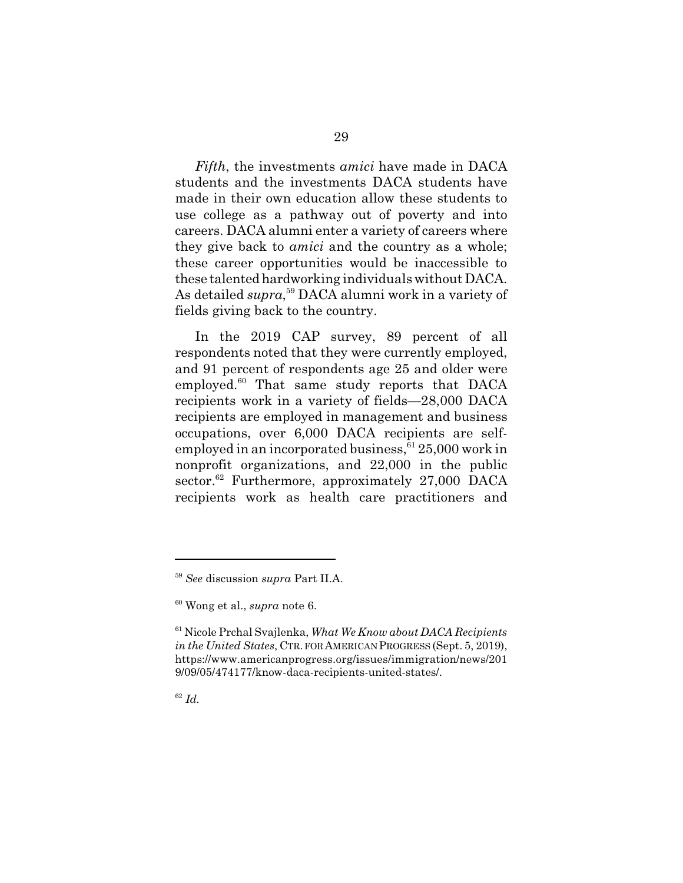*Fifth*, the investments *amici* have made in DACA students and the investments DACA students have made in their own education allow these students to use college as a pathway out of poverty and into careers. DACA alumni enter a variety of careers where they give back to *amici* and the country as a whole; these career opportunities would be inaccessible to these talented hardworking individuals without DACA. As detailed *supra*,[59] DACA alumni work in a variety of fields giving back to the country.

In the 2019 CAP survey, 89 percent of all respondents noted that they were currently employed, and 91 percent of respondents age 25 and older were employed.[60] That same study reports that DACA recipients work in a variety of fields—28,000 DACA recipients are employed in management and business occupations, over 6,000 DACA recipients are self-employed in an incorporated business,[61] 25,000 work in nonprofit organizations, and 22,000 in the public sector.[62] Furthermore, approximately 27,000 DACA recipients work as health care practitioners and

---

[59] *See* discussion *supra* Part II.A.

[60] Wong et al., *supra* note 6.

[61] Nicole Prchal Svajlenka, *What We Know about DACA Recipients in the United States*, CTR. FOR AMERICAN PROGRESS (Sept. 5, 2019), https://www.americanprogress.org/issues/immigration/news/2019/09/05/474177/know-daca-recipients-united-states/.

[62] *Id.*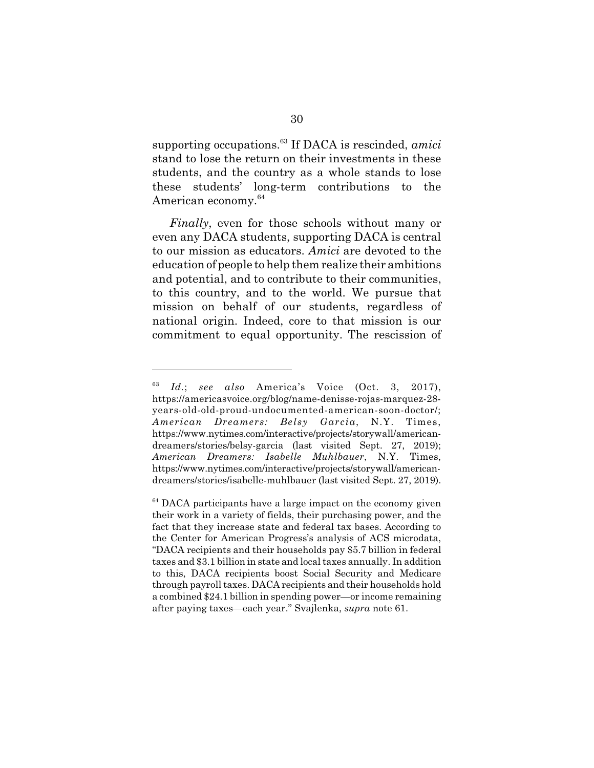supporting occupations.[63] If DACA is rescinded, *amici* stand to lose the return on their investments in these students, and the country as a whole stands to lose these students' long-term contributions to the American economy.[64]

*Finally*, even for those schools without many or even any DACA students, supporting DACA is central to our mission as educators. *Amici* are devoted to the education of people to help them realize their ambitions and potential, and to contribute to their communities, to this country, and to the world. We pursue that mission on behalf of our students, regardless of national origin. Indeed, core to that mission is our commitment to equal opportunity. The rescission of

---

[63] *Id.*; *see also* America's Voice (Oct. 3, 2017), https://americasvoice.org/blog/name-denisse-rojas-marquez-28-years-old-old-proud-undocumented-american-soon-doctor/; *American Dreamers: Belsy Garcia*, N.Y. Times, https://www.nytimes.com/interactive/projects/storywall/american-dreamers/stories/belsy-garcia (last visited Sept. 27, 2019); *American Dreamers: Isabelle Muhlbauer*, N.Y. Times, https://www.nytimes.com/interactive/projects/storywall/american-dreamers/stories/isabelle-muhlbauer (last visited Sept. 27, 2019).

[64] DACA participants have a large impact on the economy given their work in a variety of fields, their purchasing power, and the fact that they increase state and federal tax bases. According to the Center for American Progress's analysis of ACS microdata, "DACA recipients and their households pay $5.7 billion in federal taxes and $3.1 billion in state and local taxes annually. In addition to this, DACA recipients boost Social Security and Medicare through payroll taxes. DACA recipients and their households hold a combined $24.1 billion in spending power—or income remaining after paying taxes—each year." Svajlenka, *supra* note 61.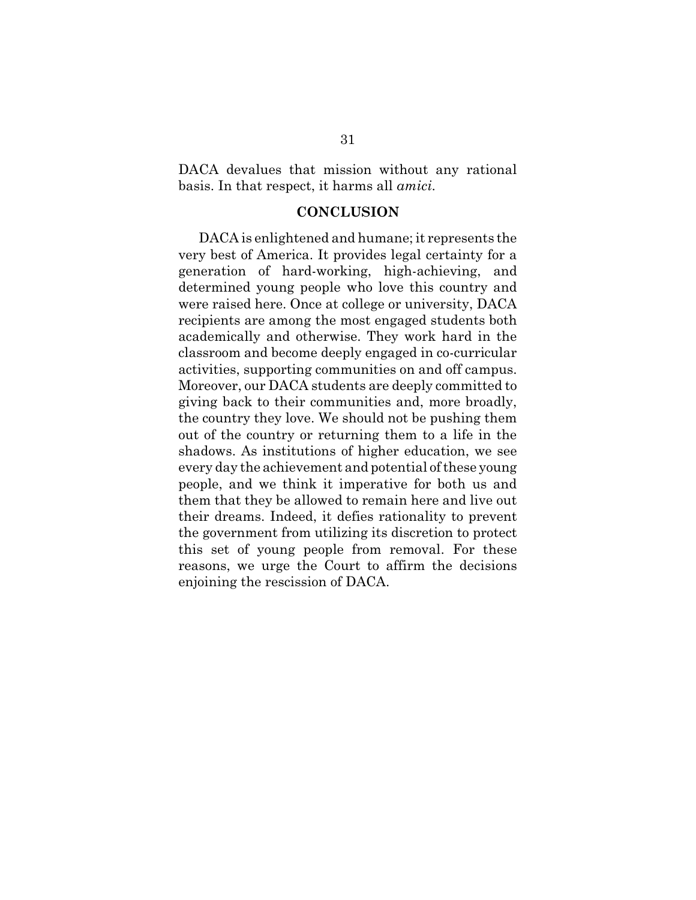DACA devalues that mission without any rational basis. In that respect, it harms all *amici*.

## CONCLUSION

DACA is enlightened and humane; it represents the very best of America. It provides legal certainty for a generation of hard-working, high-achieving, and determined young people who love this country and were raised here. Once at college or university, DACA recipients are among the most engaged students both academically and otherwise. They work hard in the classroom and become deeply engaged in co-curricular activities, supporting communities on and off campus. Moreover, our DACA students are deeply committed to giving back to their communities and, more broadly, the country they love. We should not be pushing them out of the country or returning them to a life in the shadows. As institutions of higher education, we see every day the achievement and potential of these young people, and we think it imperative for both us and them that they be allowed to remain here and live out their dreams. Indeed, it defies rationality to prevent the government from utilizing its discretion to protect this set of young people from removal. For these reasons, we urge the Court to affirm the decisions enjoining the rescission of DACA.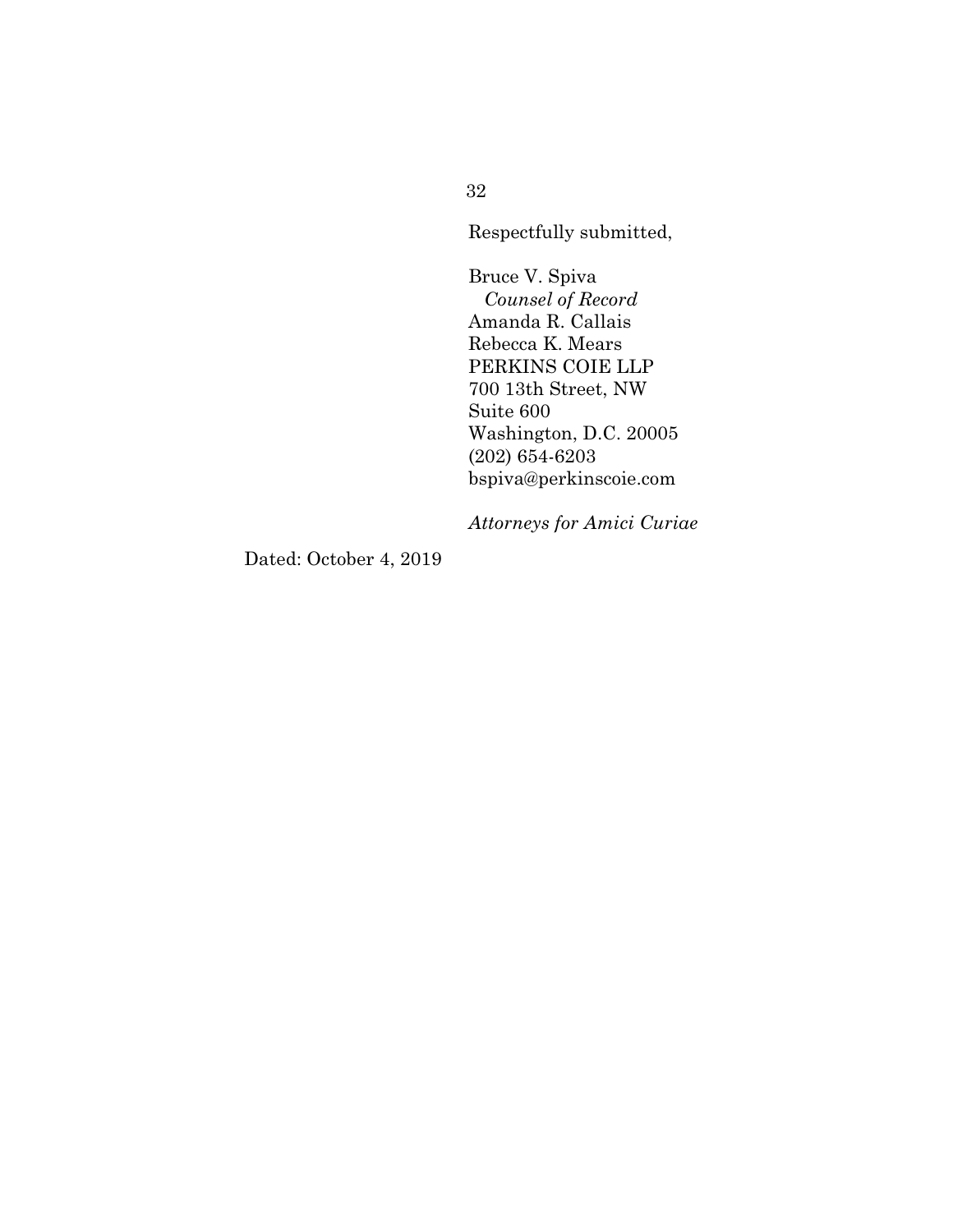Respectfully submitted,

Bruce V. Spiva
*Counsel of Record*
Amanda R. Callais
Rebecca K. Mears
PERKINS COIE LLP
700 13th Street, NW
Suite 600
Washington, D.C. 20005
(202) 654-6203
bspiva@perkinscoie.com

*Attorneys for Amici Curiae*

Dated: October 4, 2019